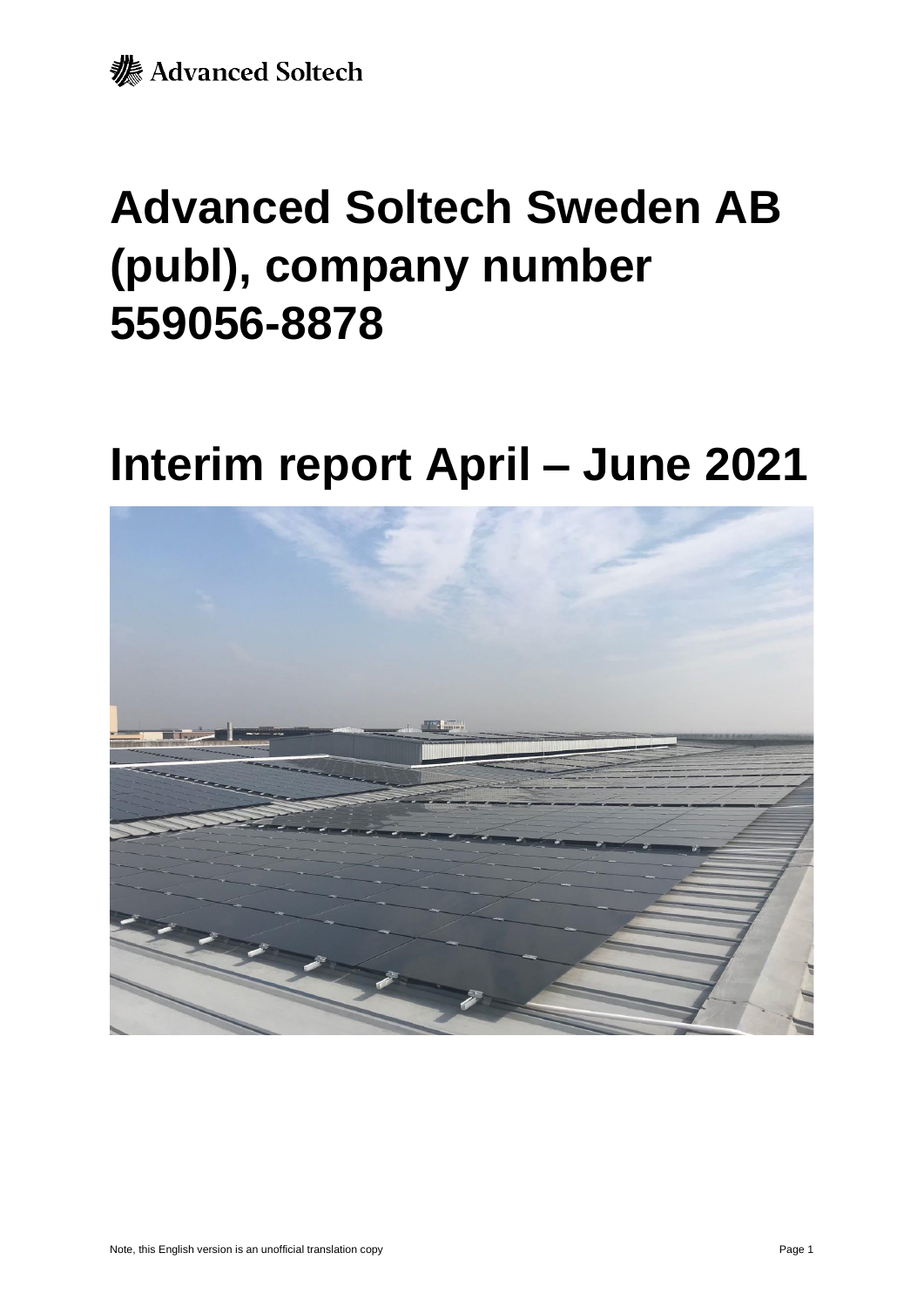Advanced Soltech

# Advanced Soltech Sweden AB (publ), company number 559056-8878

# Interim report April – June 2021

Note, this English version is an unofficial translation copy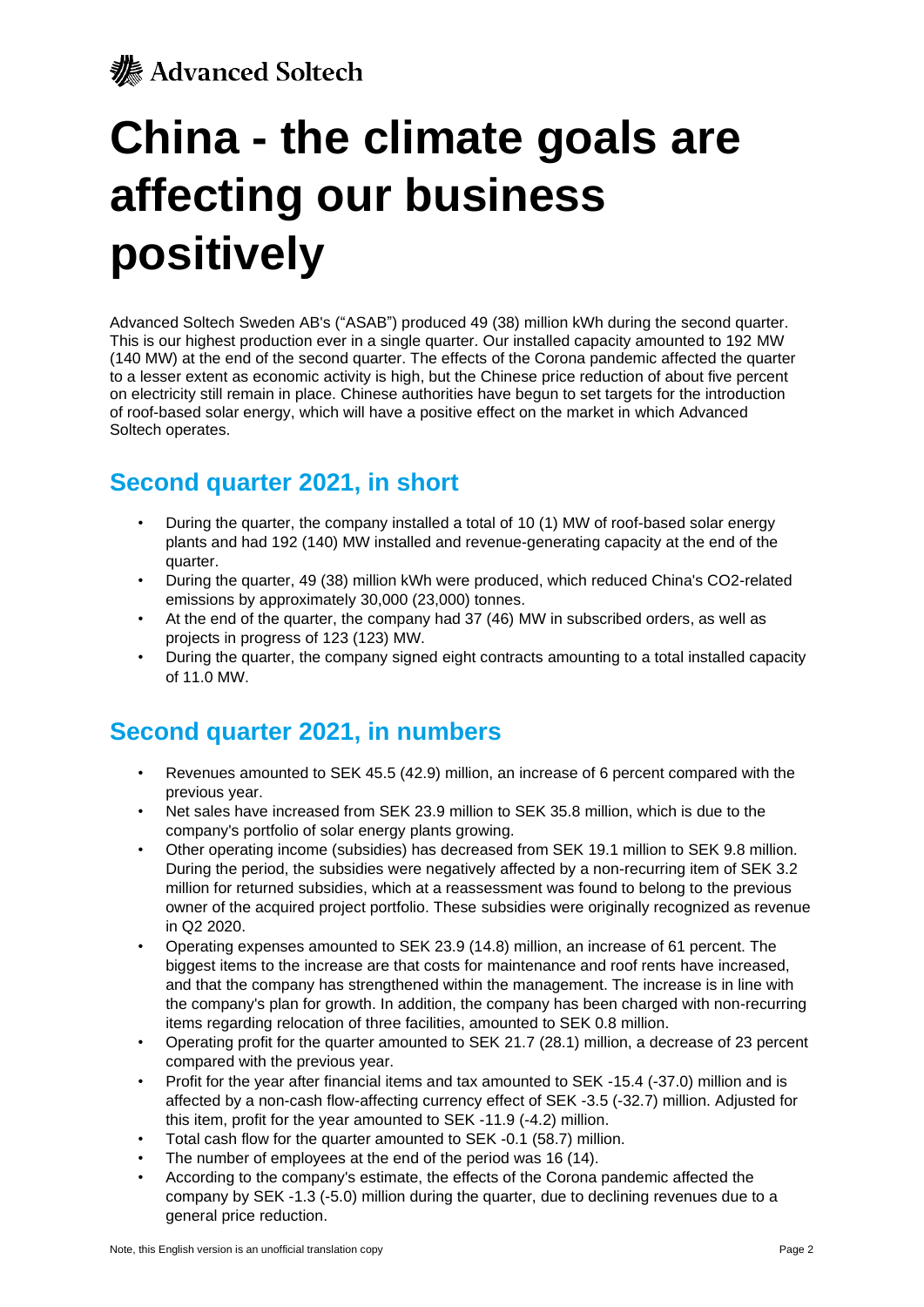# China - the climate goals are affecting our business positively

Advanced Soltech Sweden AB's ("ASAB") produced 49 (38) million kWh during the second quarter. This is our highest production ever in a single quarter. Our installed capacity amounted to 192 MW (140 MW) at the end of the second quarter. The effects of the Corona pandemic affected the quarter to a lesser extent as economic activity is high, but the Chinese price reduction of about five percent on electricity still remain in place. Chinese authorities have begun to set targets for the introduction of roof-based solar energy, which will have a positive effect on the market in which Advanced Soltech operates.

## Second quarter 2021, in short

- During the quarter, the company installed a total of 10 (1) MW of roof-based solar energy plants and had 192 (140) MW installed and revenue-generating capacity at the end of the quarter.
- During the quarter, 49 (38) million kWh were produced, which reduced China's $CO_2$-related emissions by approximately 30,000 (23,000) tonnes.
- At the end of the quarter, the company had 37 (46) MW in subscribed orders, as well as projects in progress of 123 (123) MW.
- During the quarter, the company signed eight contracts amounting to a total installed capacity of 11.0 MW.

## Second quarter 2021, in numbers

- Revenues amounted to SEK 45.5 (42.9) million, an increase of 6 percent compared with the previous year.
- Net sales have increased from SEK 23.9 million to SEK 35.8 million, which is due to the company's portfolio of solar energy plants growing.
- Other operating income (subsidies) has decreased from SEK 19.1 million to SEK 9.8 million. During the period, the subsidies were negatively affected by a non-recurring item of SEK 3.2 million for returned subsidies, which at a reassessment was found to belong to the previous owner of the acquired project portfolio. These subsidies were originally recognized as revenue in Q2 2020.
- Operating expenses amounted to SEK 23.9 (14.8) million, an increase of 61 percent. The biggest items to the increase are that costs for maintenance and roof rents have increased, and that the company has strengthened within the management. The increase is in line with the company's plan for growth. In addition, the company has been charged with non-recurring items regarding relocation of three facilities, amounted to SEK 0.8 million.
- Operating profit for the quarter amounted to SEK 21.7 (28.1) million, a decrease of 23 percent compared with the previous year.
- Profit for the year after financial items and tax amounted to SEK -15.4 (-37.0) million and is affected by a non-cash flow-affecting currency effect of SEK -3.5 (-32.7) million. Adjusted for this item, profit for the year amounted to SEK -11.9 (-4.2) million.
- Total cash flow for the quarter amounted to SEK -0.1 (58.7) million.
- The number of employees at the end of the period was 16 (14).
- According to the company's estimate, the effects of the Corona pandemic affected the company by SEK -1.3 (-5.0) million during the quarter, due to declining revenues due to a general price reduction.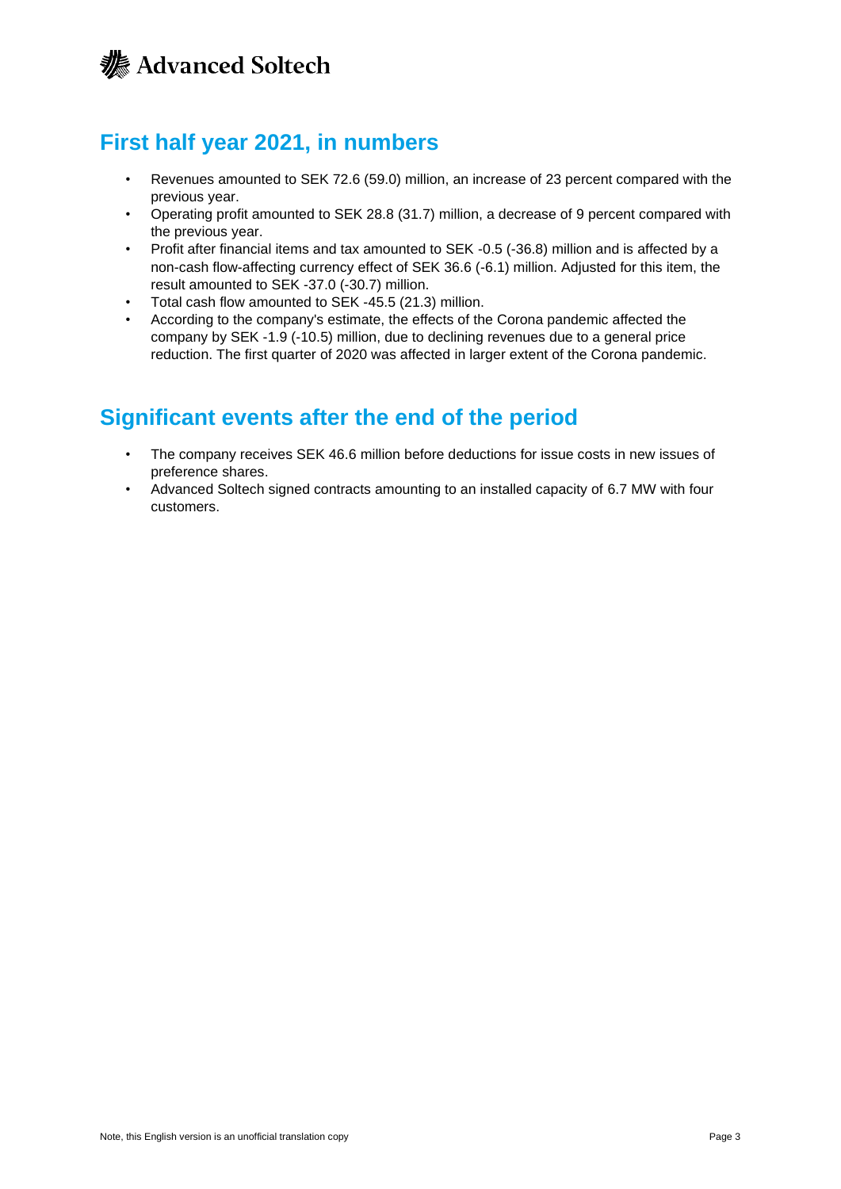## First half year 2021, in numbers

- Revenues amounted to SEK 72.6 (59.0) million, an increase of 23 percent compared with the previous year.
- Operating profit amounted to SEK 28.8 (31.7) million, a decrease of 9 percent compared with the previous year.
- Profit after financial items and tax amounted to SEK -0.5 (-36.8) million and is affected by a non-cash flow-affecting currency effect of SEK 36.6 (-6.1) million. Adjusted for this item, the result amounted to SEK -37.0 (-30.7) million.
- Total cash flow amounted to SEK -45.5 (21.3) million.
- According to the company's estimate, the effects of the Corona pandemic affected the company by SEK -1.9 (-10.5) million, due to declining revenues due to a general price reduction. The first quarter of 2020 was affected in larger extent of the Corona pandemic.

## Significant events after the end of the period

- The company receives SEK 46.6 million before deductions for issue costs in new issues of preference shares.
- Advanced Soltech signed contracts amounting to an installed capacity of 6.7 MW with four customers.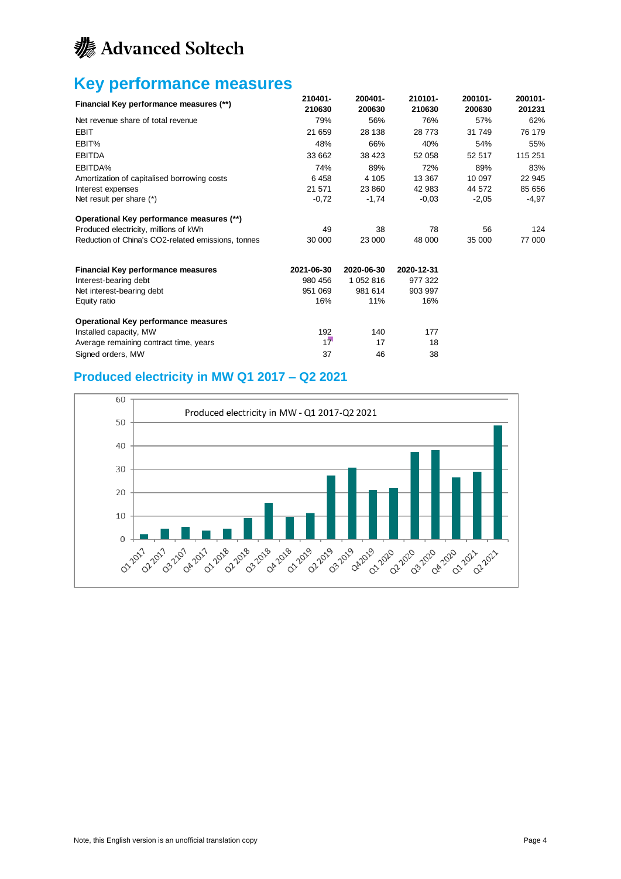# Advanced Soltech

## Key performance measures

| Financial Key performance measures (**) | 210401-210630 | 200401-200630 | 210101-210630 | 200101-200630 | 200101-201231 |
|---|---|---|---|---|---|
| Net revenue share of total revenue | 79% | 56% | 76% | 57% | 62% |
| EBIT | 21 659 | 28 138 | 28 773 | 31 749 | 76 179 |
| EBIT% | 48% | 66% | 40% | 54% | 55% |
| EBITDA | 33 662 | 38 423 | 52 058 | 52 517 | 115 251 |
| EBITDA% | 74% | 89% | 72% | 89% | 83% |
| Amortization of capitalised borrowing costs | 6 458 | 4 105 | 13 367 | 10 097 | 22 945 |
| Interest expenses | 21 571 | 23 860 | 42 983 | 44 572 | 85 656 |
| Net result per share (*) | -0,72 | -1,74 | -0,03 | -2,05 | -4,97 |
| **Operational Key performance measures (**)** | | | | | |
| Produced electricity, millions of kWh | 49 | 38 | 78 | 56 | 124 |
| Reduction of China's CO2-related emissions, tonnes | 30 000 | 23 000 | 48 000 | 35 000 | 77 000 |

| Financial Key performance measures | 2021-06-30 | 2020-06-30 | 2020-12-31 |
|---|---|---|---|
| Interest-bearing debt | 980 456 | 1 052 816 | 977 322 |
| Net interest-bearing debt | 951 069 | 981 614 | 903 997 |
| Equity ratio | 16% | 11% | 16% |
| **Operational Key performance measures** | | | |
| Installed capacity, MW | 192 | 140 | 177 |
| Average remaining contract time, years | 17 | 17 | 18 |
| Signed orders, MW | 37 | 46 | 38 |

## Produced electricity in MW Q1 2017 – Q2 2021

Produced electricity in MW - Q1 2017-Q2 2021

| Quarter | Produced electricity (approx.) |
|---|---|
| Q1 2017 | 2 |
| Q2 2017 | 4 |
| Q3 2107 | 5 |
| Q4 2017 | 4 |
| Q1 2018 | 4 |
| Q2 2018 | 9 |
| Q3 2018 | 16 |
| Q4 2018 | 10 |
| Q1 2019 | 11 |
| Q2 2019 | 27 |
| Q3 2019 | 31 |
| Q42019 | 21 |
| Q1 2020 | 22 |
| Q2 2020 | 37 |
| Q3 2020 | 38 |
| Q4 2020 | 27 |
| Q1 2021 | 29 |
| Q2 2021 | 49 |

Note, this English version is an unofficial translation copy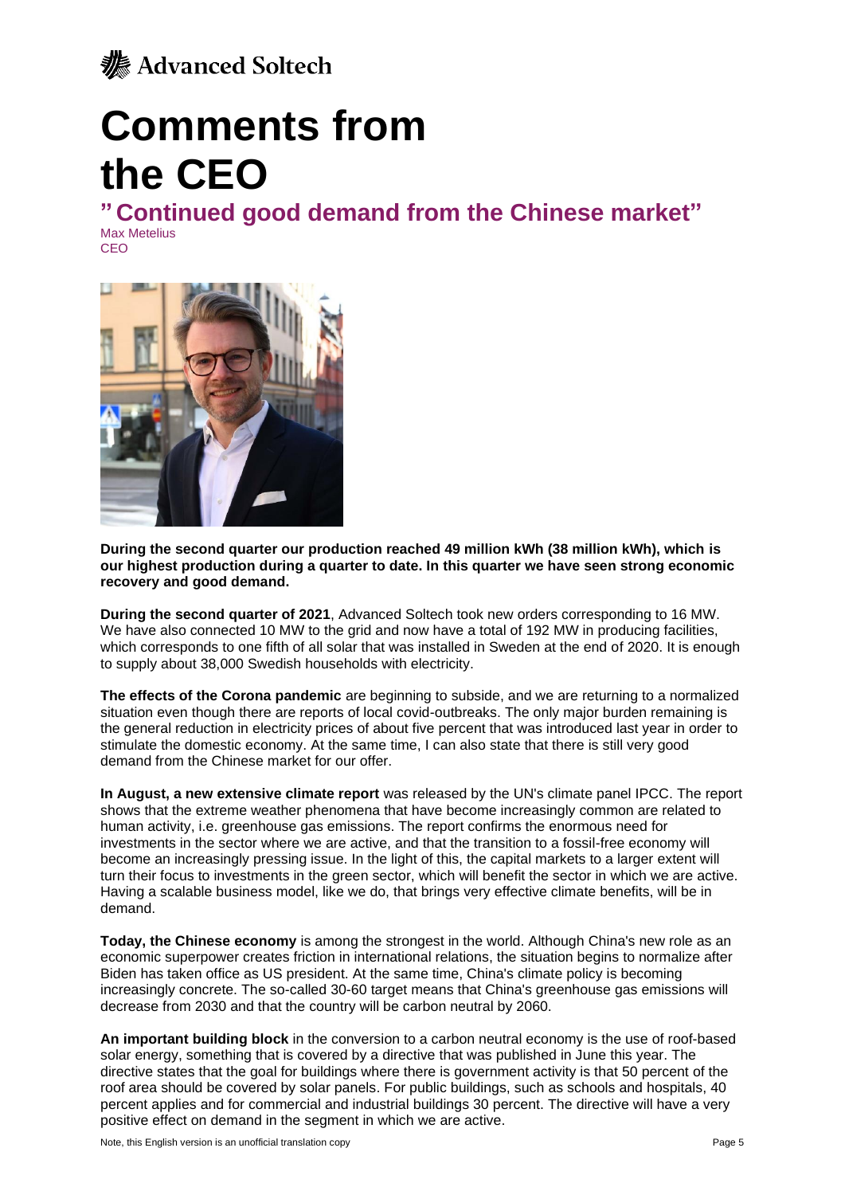# Comments from the CEO

## "Continued good demand from the Chinese market"

Max Metelius
CEO

**During the second quarter our production reached 49 million kWh (38 million kWh), which is our highest production during a quarter to date. In this quarter we have seen strong economic recovery and good demand.**

**During the second quarter of 2021**, Advanced Soltech took new orders corresponding to 16 MW. We have also connected 10 MW to the grid and now have a total of 192 MW in producing facilities, which corresponds to one fifth of all solar that was installed in Sweden at the end of 2020. It is enough to supply about 38,000 Swedish households with electricity.

**The effects of the Corona pandemic** are beginning to subside, and we are returning to a normalized situation even though there are reports of local covid-outbreaks. The only major burden remaining is the general reduction in electricity prices of about five percent that was introduced last year in order to stimulate the domestic economy. At the same time, I can also state that there is still very good demand from the Chinese market for our offer.

**In August, a new extensive climate report** was released by the UN's climate panel IPCC. The report shows that the extreme weather phenomena that have become increasingly common are related to human activity, i.e. greenhouse gas emissions. The report confirms the enormous need for investments in the sector where we are active, and that the transition to a fossil-free economy will become an increasingly pressing issue. In the light of this, the capital markets to a larger extent will turn their focus to investments in the green sector, which will benefit the sector in which we are active. Having a scalable business model, like we do, that brings very effective climate benefits, will be in demand.

**Today, the Chinese economy** is among the strongest in the world. Although China's new role as an economic superpower creates friction in international relations, the situation begins to normalize after Biden has taken office as US president. At the same time, China's climate policy is becoming increasingly concrete. The so-called 30-60 target means that China's greenhouse gas emissions will decrease from 2030 and that the country will be carbon neutral by 2060.

**An important building block** in the conversion to a carbon neutral economy is the use of roof-based solar energy, something that is covered by a directive that was published in June this year. The directive states that the goal for buildings where there is government activity is that 50 percent of the roof area should be covered by solar panels. For public buildings, such as schools and hospitals, 40 percent applies and for commercial and industrial buildings 30 percent. The directive will have a very positive effect on demand in the segment in which we are active.

Note, this English version is an unofficial translation copy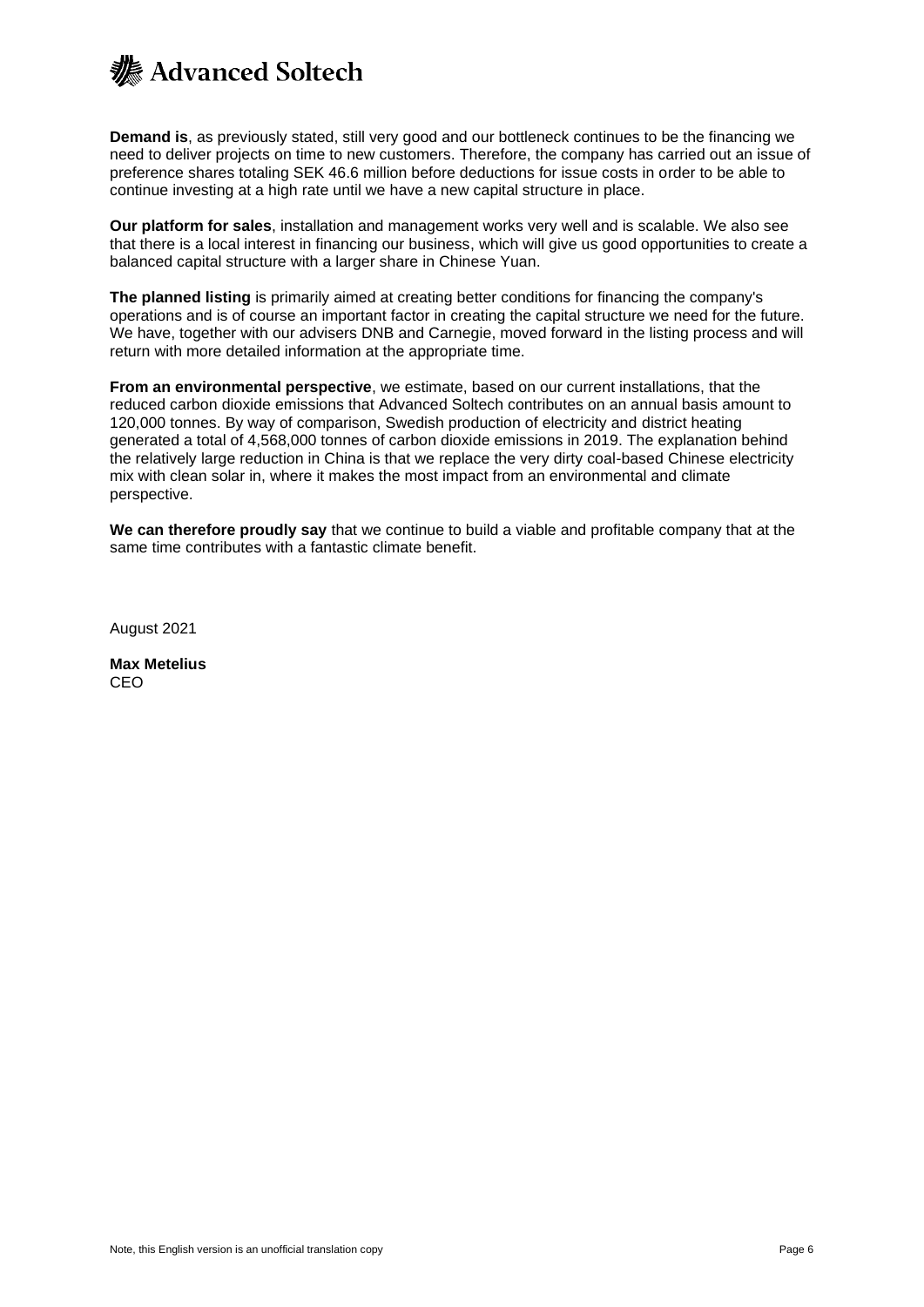**Demand is**, as previously stated, still very good and our bottleneck continues to be the financing we need to deliver projects on time to new customers. Therefore, the company has carried out an issue of preference shares totaling SEK 46.6 million before deductions for issue costs in order to be able to continue investing at a high rate until we have a new capital structure in place.

**Our platform for sales**, installation and management works very well and is scalable. We also see that there is a local interest in financing our business, which will give us good opportunities to create a balanced capital structure with a larger share in Chinese Yuan.

**The planned listing** is primarily aimed at creating better conditions for financing the company's operations and is of course an important factor in creating the capital structure we need for the future. We have, together with our advisers DNB and Carnegie, moved forward in the listing process and will return with more detailed information at the appropriate time.

**From an environmental perspective**, we estimate, based on our current installations, that the reduced carbon dioxide emissions that Advanced Soltech contributes on an annual basis amount to 120,000 tonnes. By way of comparison, Swedish production of electricity and district heating generated a total of 4,568,000 tonnes of carbon dioxide emissions in 2019. The explanation behind the relatively large reduction in China is that we replace the very dirty coal-based Chinese electricity mix with clean solar in, where it makes the most impact from an environmental and climate perspective.

**We can therefore proudly say** that we continue to build a viable and profitable company that at the same time contributes with a fantastic climate benefit.

August 2021

**Max Metelius**
CEO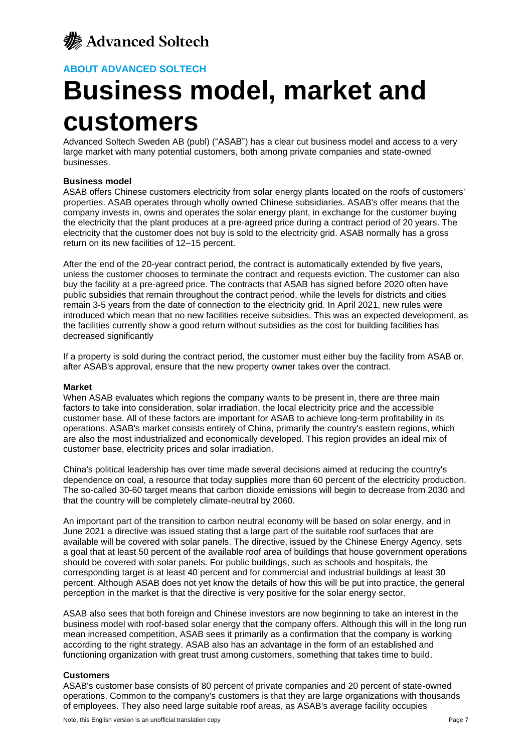ABOUT ADVANCED SOLTECH

# Business model, market and customers

Advanced Soltech Sweden AB (publ) ("ASAB") has a clear cut business model and access to a very large market with many potential customers, both among private companies and state-owned businesses.

### Business model

ASAB offers Chinese customers electricity from solar energy plants located on the roofs of customers' properties. ASAB operates through wholly owned Chinese subsidiaries. ASAB's offer means that the company invests in, owns and operates the solar energy plant, in exchange for the customer buying the electricity that the plant produces at a pre-agreed price during a contract period of 20 years. The electricity that the customer does not buy is sold to the electricity grid. ASAB normally has a gross return on its new facilities of 12–15 percent.

After the end of the 20-year contract period, the contract is automatically extended by five years, unless the customer chooses to terminate the contract and requests eviction. The customer can also buy the facility at a pre-agreed price. The contracts that ASAB has signed before 2020 often have public subsidies that remain throughout the contract period, while the levels for districts and cities remain 3-5 years from the date of connection to the electricity grid. In April 2021, new rules were introduced which mean that no new facilities receive subsidies. This was an expected development, as the facilities currently show a good return without subsidies as the cost for building facilities has decreased significantly

If a property is sold during the contract period, the customer must either buy the facility from ASAB or, after ASAB's approval, ensure that the new property owner takes over the contract.

### Market

When ASAB evaluates which regions the company wants to be present in, there are three main factors to take into consideration, solar irradiation, the local electricity price and the accessible customer base. All of these factors are important for ASAB to achieve long-term profitability in its operations. ASAB's market consists entirely of China, primarily the country's eastern regions, which are also the most industrialized and economically developed. This region provides an ideal mix of customer base, electricity prices and solar irradiation.

China's political leadership has over time made several decisions aimed at reducing the country's dependence on coal, a resource that today supplies more than 60 percent of the electricity production. The so-called 30-60 target means that carbon dioxide emissions will begin to decrease from 2030 and that the country will be completely climate-neutral by 2060.

An important part of the transition to carbon neutral economy will be based on solar energy, and in June 2021 a directive was issued stating that a large part of the suitable roof surfaces that are available will be covered with solar panels. The directive, issued by the Chinese Energy Agency, sets a goal that at least 50 percent of the available roof area of buildings that house government operations should be covered with solar panels. For public buildings, such as schools and hospitals, the corresponding target is at least 40 percent and for commercial and industrial buildings at least 30 percent. Although ASAB does not yet know the details of how this will be put into practice, the general perception in the market is that the directive is very positive for the solar energy sector.

ASAB also sees that both foreign and Chinese investors are now beginning to take an interest in the business model with roof-based solar energy that the company offers. Although this will in the long run mean increased competition, ASAB sees it primarily as a confirmation that the company is working according to the right strategy. ASAB also has an advantage in the form of an established and functioning organization with great trust among customers, something that takes time to build.

### Customers

ASAB's customer base consists of 80 percent of private companies and 20 percent of state-owned operations. Common to the company's customers is that they are large organizations with thousands of employees. They also need large suitable roof areas, as ASAB's average facility occupies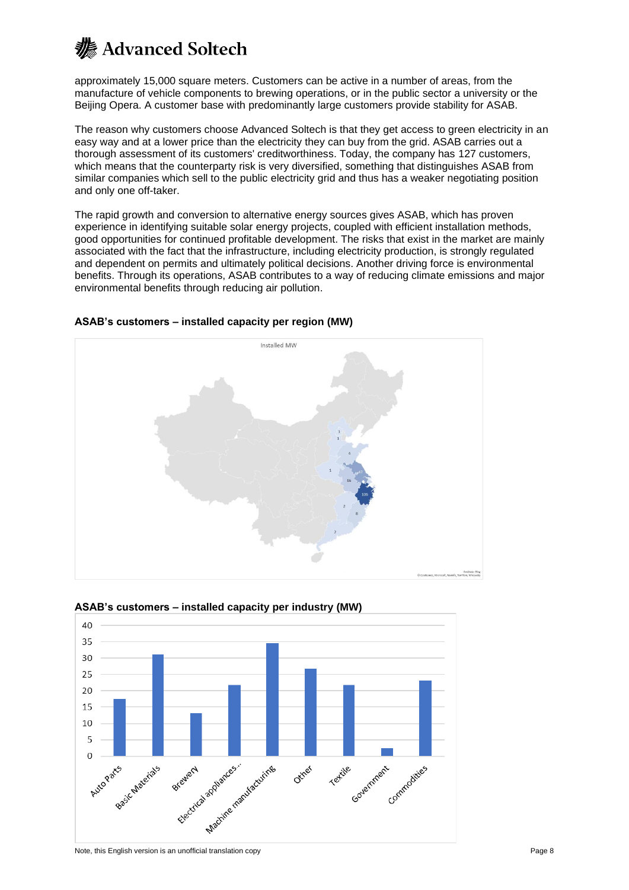approximately 15,000 square meters. Customers can be active in a number of areas, from the manufacture of vehicle components to brewing operations, or in the public sector a university or the Beijing Opera. A customer base with predominantly large customers provide stability for ASAB.

The reason why customers choose Advanced Soltech is that they get access to green electricity in an easy way and at a lower price than the electricity they can buy from the grid. ASAB carries out a thorough assessment of its customers' creditworthiness. Today, the company has 127 customers, which means that the counterparty risk is very diversified, something that distinguishes ASAB from similar companies which sell to the public electricity grid and thus has a weaker negotiating position and only one off-taker.

The rapid growth and conversion to alternative energy sources gives ASAB, which has proven experience in identifying suitable solar energy projects, coupled with efficient installation methods, good opportunities for continued profitable development. The risks that exist in the market are mainly associated with the fact that the infrastructure, including electricity production, is strongly regulated and dependent on permits and ultimately political decisions. Another driving force is environmental benefits. Through its operations, ASAB contributes to a way of reducing climate emissions and major environmental benefits through reducing air pollution.

**ASAB's customers – installed capacity per region (MW)**

**ASAB's customers – installed capacity per industry (MW)**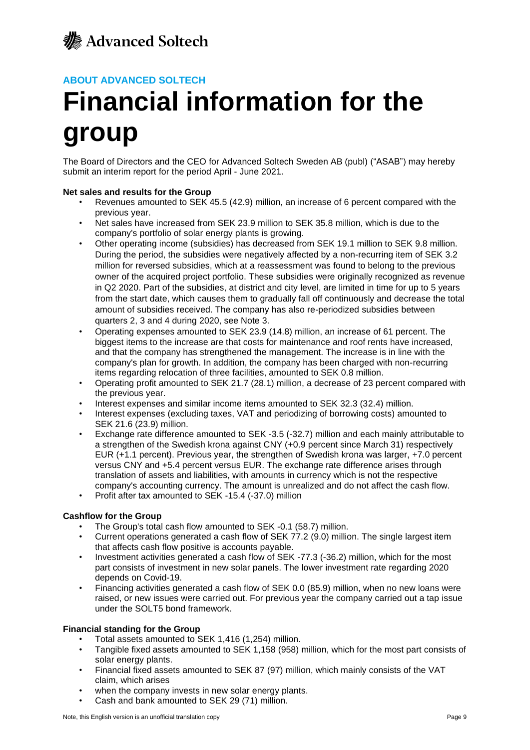ABOUT ADVANCED SOLTECH

# Financial information for the group

The Board of Directors and the CEO for Advanced Soltech Sweden AB (publ) ("ASAB") may hereby submit an interim report for the period April - June 2021.

**Net sales and results for the Group**

- Revenues amounted to SEK 45.5 (42.9) million, an increase of 6 percent compared with the previous year.
- Net sales have increased from SEK 23.9 million to SEK 35.8 million, which is due to the company's portfolio of solar energy plants is growing.
- Other operating income (subsidies) has decreased from SEK 19.1 million to SEK 9.8 million. During the period, the subsidies were negatively affected by a non-recurring item of SEK 3.2 million for reversed subsidies, which at a reassessment was found to belong to the previous owner of the acquired project portfolio. These subsidies were originally recognized as revenue in Q2 2020. Part of the subsidies, at district and city level, are limited in time for up to 5 years from the start date, which causes them to gradually fall off continuously and decrease the total amount of subsidies received. The company has also re-periodized subsidies between quarters 2, 3 and 4 during 2020, see Note 3.
- Operating expenses amounted to SEK 23.9 (14.8) million, an increase of 61 percent. The biggest items to the increase are that costs for maintenance and roof rents have increased, and that the company has strengthened the management. The increase is in line with the company's plan for growth. In addition, the company has been charged with non-recurring items regarding relocation of three facilities, amounted to SEK 0.8 million.
- Operating profit amounted to SEK 21.7 (28.1) million, a decrease of 23 percent compared with the previous year.
- Interest expenses and similar income items amounted to SEK 32.3 (32.4) million.
- Interest expenses (excluding taxes, VAT and periodizing of borrowing costs) amounted to SEK 21.6 (23.9) million.
- Exchange rate difference amounted to SEK -3.5 (-32.7) million and each mainly attributable to a strengthen of the Swedish krona against CNY (+0.9 percent since March 31) respectively EUR (+1.1 percent). Previous year, the strengthen of Swedish krona was larger, +7.0 percent versus CNY and +5.4 percent versus EUR. The exchange rate difference arises through translation of assets and liabilities, with amounts in currency which is not the respective company's accounting currency. The amount is unrealized and do not affect the cash flow.
- Profit after tax amounted to SEK -15.4 (-37.0) million

**Cashflow for the Group**

- The Group's total cash flow amounted to SEK -0.1 (58.7) million.
- Current operations generated a cash flow of SEK 77.2 (9.0) million. The single largest item that affects cash flow positive is accounts payable.
- Investment activities generated a cash flow of SEK -77.3 (-36.2) million, which for the most part consists of investment in new solar panels. The lower investment rate regarding 2020 depends on Covid-19.
- Financing activities generated a cash flow of SEK 0.0 (85.9) million, when no new loans were raised, or new issues were carried out. For previous year the company carried out a tap issue under the SOLT5 bond framework.

**Financial standing for the Group**

- Total assets amounted to SEK 1,416 (1,254) million.
- Tangible fixed assets amounted to SEK 1,158 (958) million, which for the most part consists of solar energy plants.
- Financial fixed assets amounted to SEK 87 (97) million, which mainly consists of the VAT claim, which arises
- when the company invests in new solar energy plants.
- Cash and bank amounted to SEK 29 (71) million.

Note, this English version is an unofficial translation copy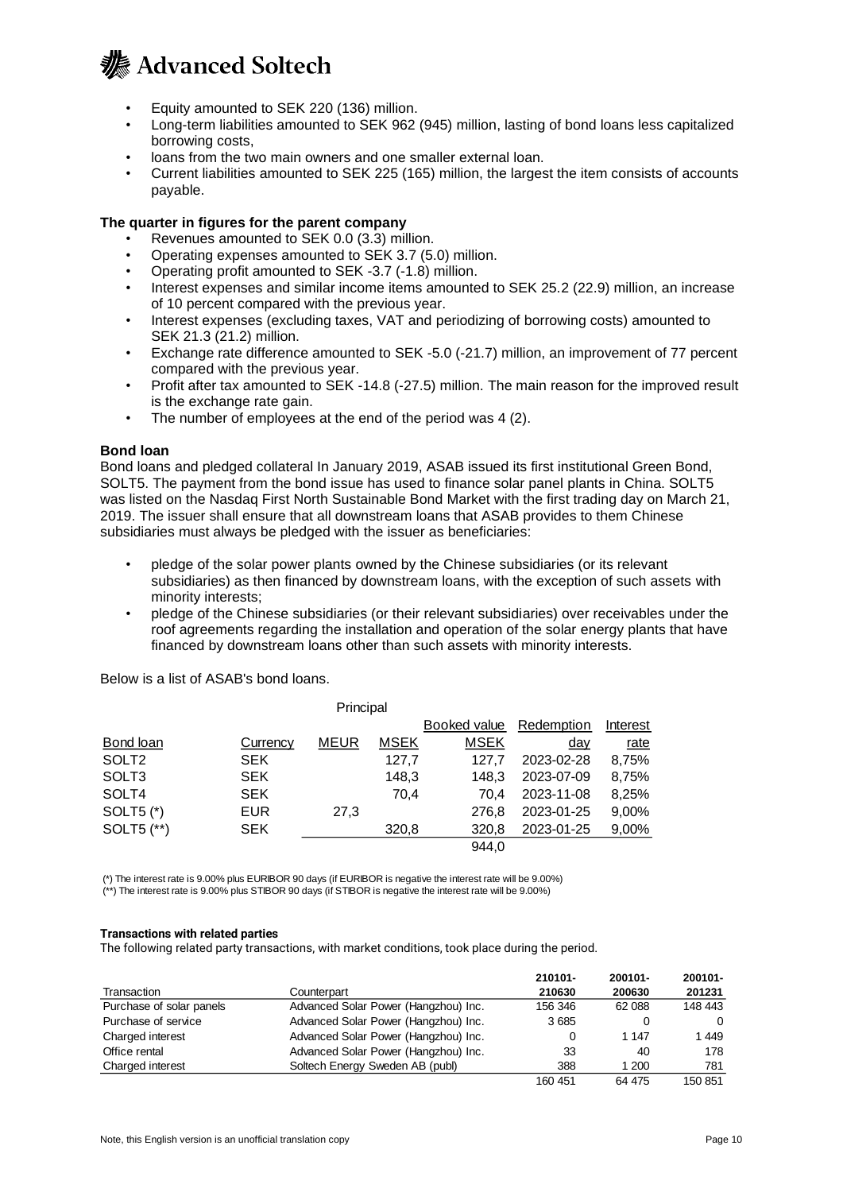- Equity amounted to SEK 220 (136) million.
- Long-term liabilities amounted to SEK 962 (945) million, lasting of bond loans less capitalized borrowing costs,
- loans from the two main owners and one smaller external loan.
- Current liabilities amounted to SEK 225 (165) million, the largest the item consists of accounts payable.

**The quarter in figures for the parent company**

- Revenues amounted to SEK 0.0 (3.3) million.
- Operating expenses amounted to SEK 3.7 (5.0) million.
- Operating profit amounted to SEK -3.7 (-1.8) million.
- Interest expenses and similar income items amounted to SEK 25.2 (22.9) million, an increase of 10 percent compared with the previous year.
- Interest expenses (excluding taxes, VAT and periodizing of borrowing costs) amounted to SEK 21.3 (21.2) million.
- Exchange rate difference amounted to SEK -5.0 (-21.7) million, an improvement of 77 percent compared with the previous year.
- Profit after tax amounted to SEK -14.8 (-27.5) million. The main reason for the improved result is the exchange rate gain.
- The number of employees at the end of the period was 4 (2).

**Bond loan**

Bond loans and pledged collateral In January 2019, ASAB issued its first institutional Green Bond, SOLT5. The payment from the bond issue has used to finance solar panel plants in China. SOLT5 was listed on the Nasdaq First North Sustainable Bond Market with the first trading day on March 21, 2019. The issuer shall ensure that all downstream loans that ASAB provides to them Chinese subsidiaries must always be pledged with the issuer as beneficiaries:

- pledge of the solar power plants owned by the Chinese subsidiaries (or its relevant subsidiaries) as then financed by downstream loans, with the exception of such assets with minority interests;
- pledge of the Chinese subsidiaries (or their relevant subsidiaries) over receivables under the roof agreements regarding the installation and operation of the solar energy plants that have financed by downstream loans other than such assets with minority interests.

Below is a list of ASAB's bond loans.

| | | Principal | | | | |
|---|---|---|---|---|---|---|
| | | | | Booked value | Redemption | Interest |
| Bond loan | Currency | MEUR | MSEK | MSEK | day | rate |
| SOLT2 | SEK | | 127,7 | 127,7 | 2023-02-28 | 8,75% |
| SOLT3 | SEK | | 148,3 | 148,3 | 2023-07-09 | 8,75% |
| SOLT4 | SEK | | 70,4 | 70,4 | 2023-11-08 | 8,25% |
| SOLT5 (*) | EUR | 27,3 | | 276,8 | 2023-01-25 | 9,00% |
| SOLT5 (**) | SEK | | 320,8 | 320,8 | 2023-01-25 | 9,00% |
| | | | | 944,0 | | |

(*) The interest rate is 9.00% plus EURIBOR 90 days (if EURIBOR is negative the interest rate will be 9.00%)

(**) The interest rate is 9.00% plus STIBOR 90 days (if STIBOR is negative the interest rate will be 9.00%)

**Transactions with related parties**

The following related party transactions, with market conditions, took place during the period.

| Transaction | Counterpart | 210101-210630 | 200101-200630 | 200101-201231 |
|---|---|---|---|---|
| Purchase of solar panels | Advanced Solar Power (Hangzhou) Inc. | 156 346 | 62 088 | 148 443 |
| Purchase of service | Advanced Solar Power (Hangzhou) Inc. | 3 685 | 0 | 0 |
| Charged interest | Advanced Solar Power (Hangzhou) Inc. | 0 | 1 147 | 1 449 |
| Office rental | Advanced Solar Power (Hangzhou) Inc. | 33 | 40 | 178 |
| Charged interest | Soltech Energy Sweden AB (publ) | 388 | 1 200 | 781 |
| | | 160 451 | 64 475 | 150 851 |

Note, this English version is an unofficial translation copy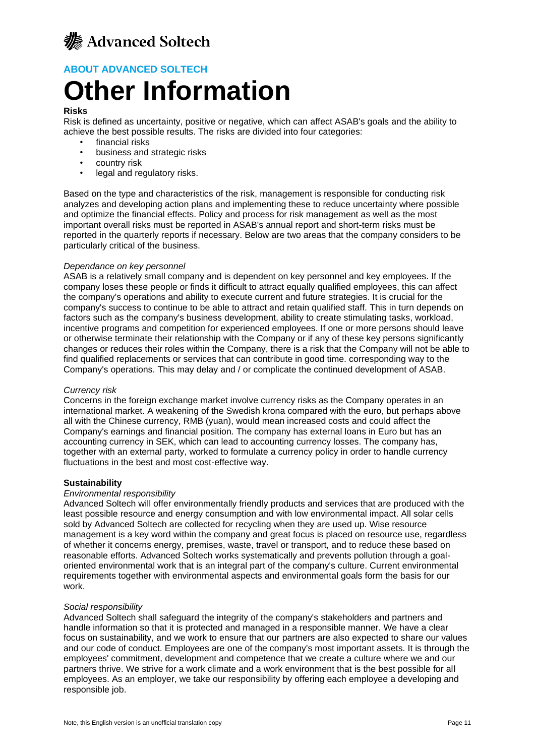## ABOUT ADVANCED SOLTECH

# Other Information

**Risks**

Risk is defined as uncertainty, positive or negative, which can affect ASAB's goals and the ability to achieve the best possible results. The risks are divided into four categories:

- financial risks
- business and strategic risks
- country risk
- legal and regulatory risks.

Based on the type and characteristics of the risk, management is responsible for conducting risk analyzes and developing action plans and implementing these to reduce uncertainty where possible and optimize the financial effects. Policy and process for risk management as well as the most important overall risks must be reported in ASAB's annual report and short-term risks must be reported in the quarterly reports if necessary. Below are two areas that the company considers to be particularly critical of the business.

*Dependance on key personnel*

ASAB is a relatively small company and is dependent on key personnel and key employees. If the company loses these people or finds it difficult to attract equally qualified employees, this can affect the company's operations and ability to execute current and future strategies. It is crucial for the company's success to continue to be able to attract and retain qualified staff. This in turn depends on factors such as the company's business development, ability to create stimulating tasks, workload, incentive programs and competition for experienced employees. If one or more persons should leave or otherwise terminate their relationship with the Company or if any of these key persons significantly changes or reduces their roles within the Company, there is a risk that the Company will not be able to find qualified replacements or services that can contribute in good time. corresponding way to the Company's operations. This may delay and / or complicate the continued development of ASAB.

*Currency risk*

Concerns in the foreign exchange market involve currency risks as the Company operates in an international market. A weakening of the Swedish krona compared with the euro, but perhaps above all with the Chinese currency, RMB (yuan), would mean increased costs and could affect the Company's earnings and financial position. The company has external loans in Euro but has an accounting currency in SEK, which can lead to accounting currency losses. The company has, together with an external party, worked to formulate a currency policy in order to handle currency fluctuations in the best and most cost-effective way.

**Sustainability**

*Environmental responsibility*

Advanced Soltech will offer environmentally friendly products and services that are produced with the least possible resource and energy consumption and with low environmental impact. All solar cells sold by Advanced Soltech are collected for recycling when they are used up. Wise resource management is a key word within the company and great focus is placed on resource use, regardless of whether it concerns energy, premises, waste, travel or transport, and to reduce these based on reasonable efforts. Advanced Soltech works systematically and prevents pollution through a goal-oriented environmental work that is an integral part of the company's culture. Current environmental requirements together with environmental aspects and environmental goals form the basis for our work.

*Social responsibility*

Advanced Soltech shall safeguard the integrity of the company's stakeholders and partners and handle information so that it is protected and managed in a responsible manner. We have a clear focus on sustainability, and we work to ensure that our partners are also expected to share our values and our code of conduct. Employees are one of the company's most important assets. It is through the employees' commitment, development and competence that we create a culture where we and our partners thrive. We strive for a work climate and a work environment that is the best possible for all employees. As an employer, we take our responsibility by offering each employee a developing and responsible job.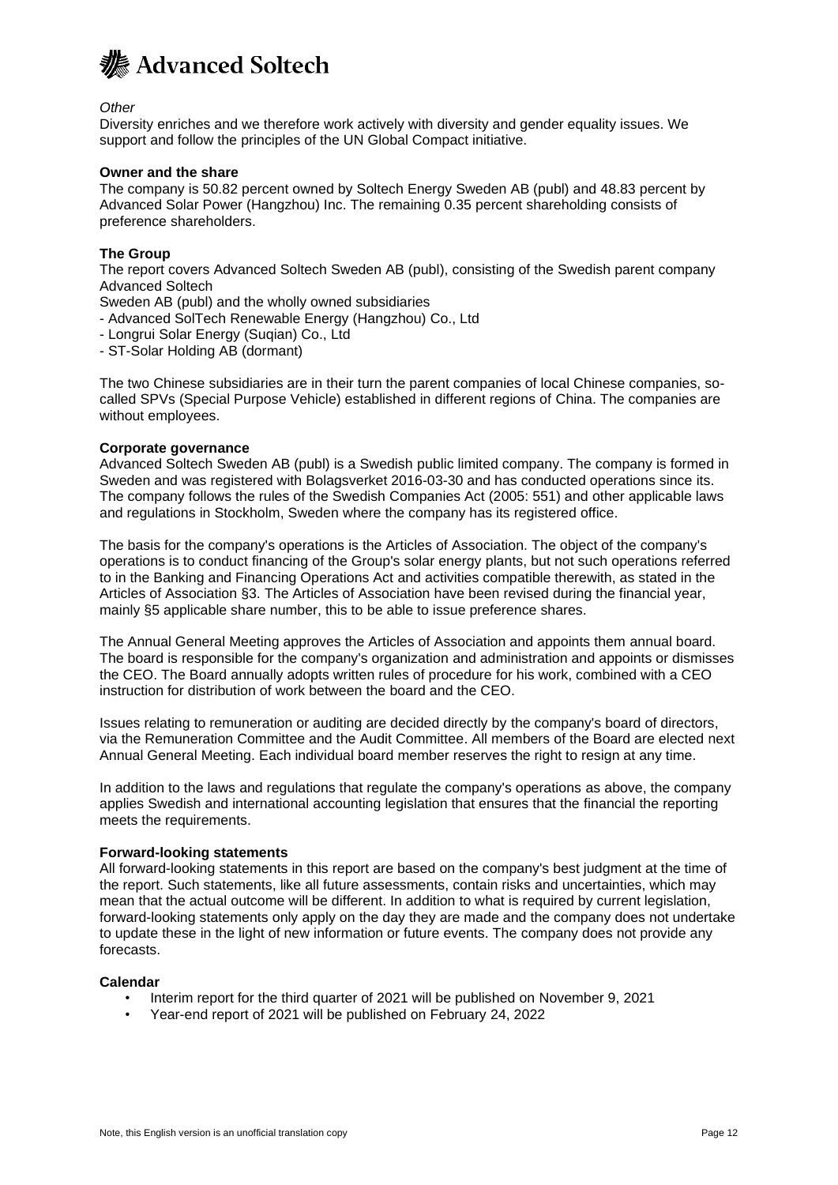*Other*

Diversity enriches and we therefore work actively with diversity and gender equality issues. We support and follow the principles of the UN Global Compact initiative.

**Owner and the share**

The company is 50.82 percent owned by Soltech Energy Sweden AB (publ) and 48.83 percent by Advanced Solar Power (Hangzhou) Inc. The remaining 0.35 percent shareholding consists of preference shareholders.

**The Group**

The report covers Advanced Soltech Sweden AB (publ), consisting of the Swedish parent company Advanced Soltech
Sweden AB (publ) and the wholly owned subsidiaries

- Advanced SolTech Renewable Energy (Hangzhou) Co., Ltd
- Longrui Solar Energy (Suqian) Co., Ltd
- ST-Solar Holding AB (dormant)

The two Chinese subsidiaries are in their turn the parent companies of local Chinese companies, so-called SPVs (Special Purpose Vehicle) established in different regions of China. The companies are without employees.

**Corporate governance**

Advanced Soltech Sweden AB (publ) is a Swedish public limited company. The company is formed in Sweden and was registered with Bolagsverket 2016-03-30 and has conducted operations since its. The company follows the rules of the Swedish Companies Act (2005: 551) and other applicable laws and regulations in Stockholm, Sweden where the company has its registered office.

The basis for the company's operations is the Articles of Association. The object of the company's operations is to conduct financing of the Group's solar energy plants, but not such operations referred to in the Banking and Financing Operations Act and activities compatible therewith, as stated in the Articles of Association §3. The Articles of Association have been revised during the financial year, mainly §5 applicable share number, this to be able to issue preference shares.

The Annual General Meeting approves the Articles of Association and appoints them annual board. The board is responsible for the company's organization and administration and appoints or dismisses the CEO. The Board annually adopts written rules of procedure for his work, combined with a CEO instruction for distribution of work between the board and the CEO.

Issues relating to remuneration or auditing are decided directly by the company's board of directors, via the Remuneration Committee and the Audit Committee. All members of the Board are elected next Annual General Meeting. Each individual board member reserves the right to resign at any time.

In addition to the laws and regulations that regulate the company's operations as above, the company applies Swedish and international accounting legislation that ensures that the financial the reporting meets the requirements.

**Forward-looking statements**

All forward-looking statements in this report are based on the company's best judgment at the time of the report. Such statements, like all future assessments, contain risks and uncertainties, which may mean that the actual outcome will be different. In addition to what is required by current legislation, forward-looking statements only apply on the day they are made and the company does not undertake to update these in the light of new information or future events. The company does not provide any forecasts.

**Calendar**

- Interim report for the third quarter of 2021 will be published on November 9, 2021
- Year-end report of 2021 will be published on February 24, 2022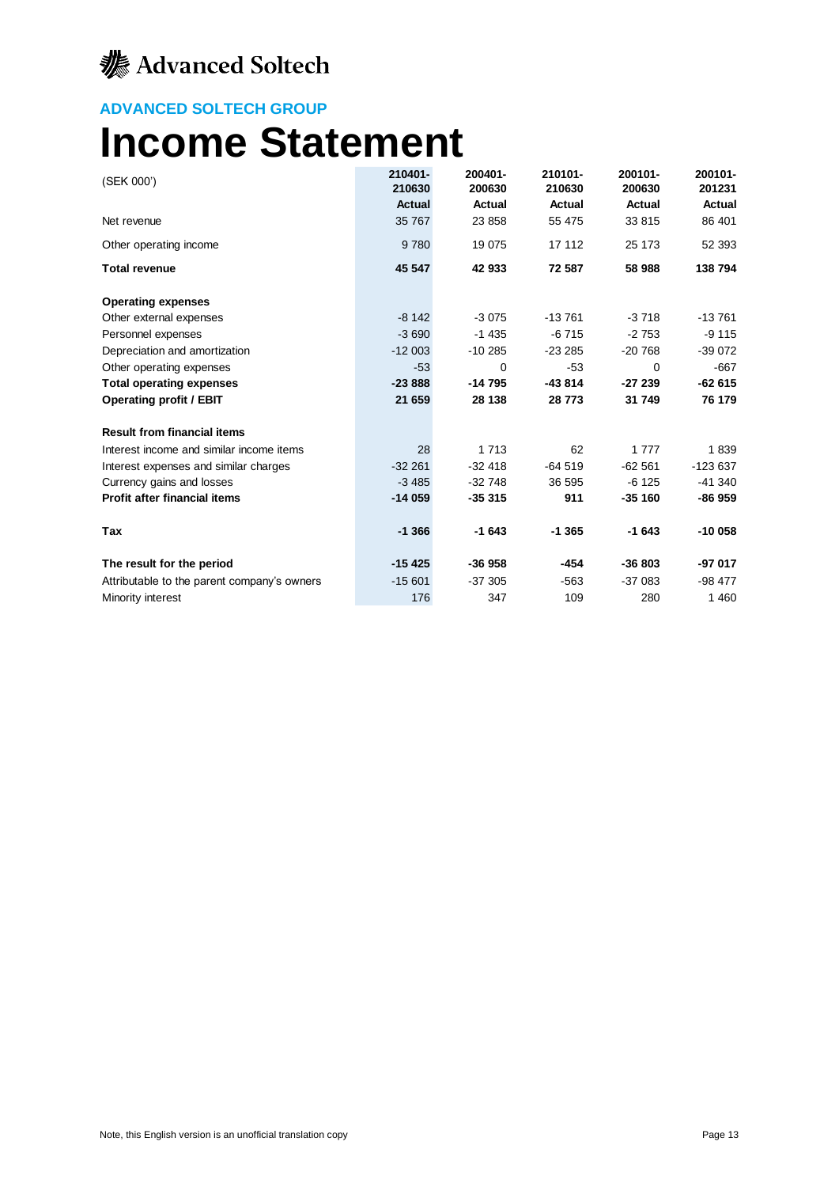Advanced Soltech

**ADVANCED SOLTECH GROUP**

# Income Statement

| (SEK 000') | 210401-210630 Actual | 200401-200630 Actual | 210101-210630 Actual | 200101-200630 Actual | 200101-201231 Actual |
|---|---|---|---|---|---|
| Net revenue | 35 767 | 23 858 | 55 475 | 33 815 | 86 401 |
| Other operating income | 9 780 | 19 075 | 17 112 | 25 173 | 52 393 |
| **Total revenue** | **45 547** | **42 933** | **72 587** | **58 988** | **138 794** |
| **Operating expenses** | | | | | |
| Other external expenses | -8 142 | -3 075 | -13 761 | -3 718 | -13 761 |
| Personnel expenses | -3 690 | -1 435 | -6 715 | -2 753 | -9 115 |
| Depreciation and amortization | -12 003 | -10 285 | -23 285 | -20 768 | -39 072 |
| Other operating expenses | -53 | 0 | -53 | 0 | -667 |
| **Total operating expenses** | **-23 888** | **-14 795** | **-43 814** | **-27 239** | **-62 615** |
| **Operating profit / EBIT** | **21 659** | **28 138** | **28 773** | **31 749** | **76 179** |
| **Result from financial items** | | | | | |
| Interest income and similar income items | 28 | 1 713 | 62 | 1 777 | 1 839 |
| Interest expenses and similar charges | -32 261 | -32 418 | -64 519 | -62 561 | -123 637 |
| Currency gains and losses | -3 485 | -32 748 | 36 595 | -6 125 | -41 340 |
| **Profit after financial items** | **-14 059** | **-35 315** | **911** | **-35 160** | **-86 959** |
| **Tax** | **-1 366** | **-1 643** | **-1 365** | **-1 643** | **-10 058** |
| **The result for the period** | **-15 425** | **-36 958** | **-454** | **-36 803** | **-97 017** |
| Attributable to the parent company's owners | -15 601 | -37 305 | -563 | -37 083 | -98 477 |
| Minority interest | 176 | 347 | 109 | 280 | 1 460 |

Note, this English version is an unofficial translation copy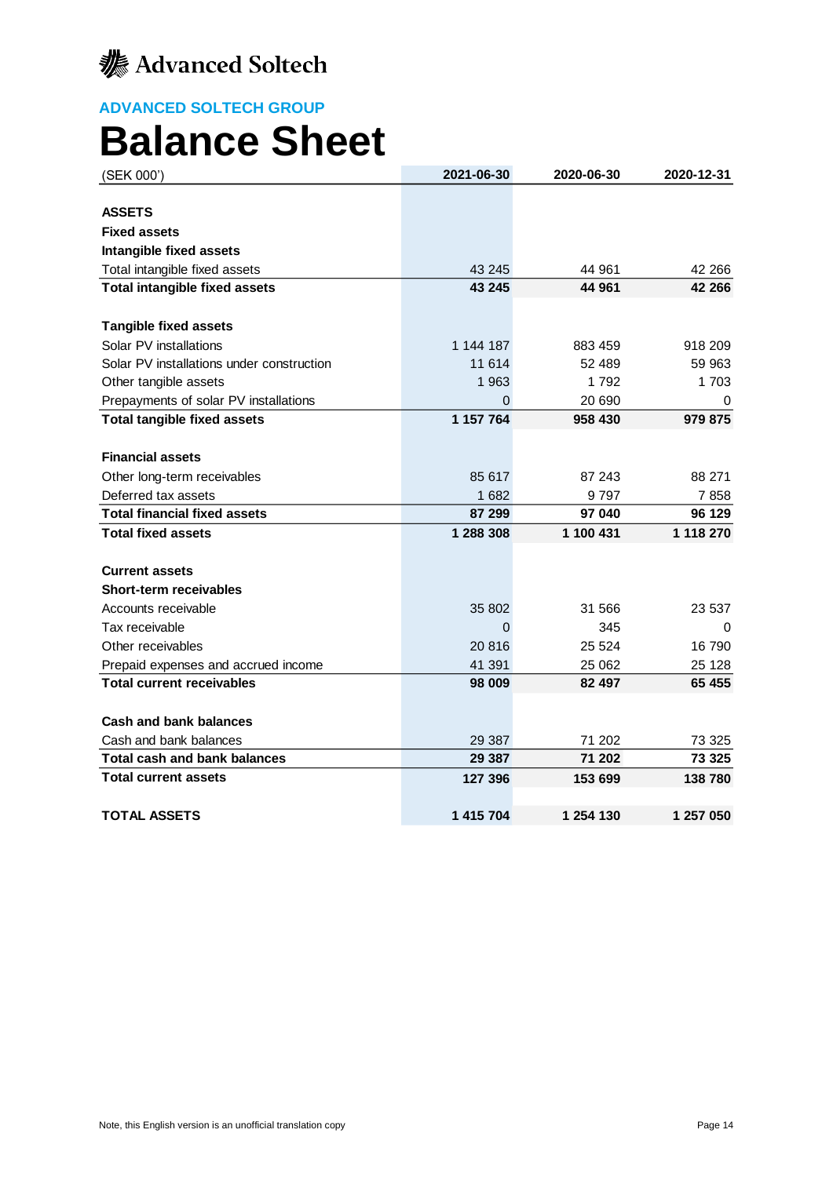Advanced Soltech

## ADVANCED SOLTECH GROUP

# Balance Sheet

| (SEK 000') | 2021-06-30 | 2020-06-30 | 2020-12-31 |
|---|---|---|---|
| **ASSETS** | | | |
| **Fixed assets** | | | |
| **Intangible fixed assets** | | | |
| Total intangible fixed assets | 43 245 | 44 961 | 42 266 |
| **Total intangible fixed assets** | **43 245** | **44 961** | **42 266** |
| | | | |
| **Tangible fixed assets** | | | |
| Solar PV installations | 1 144 187 | 883 459 | 918 209 |
| Solar PV installations under construction | 11 614 | 52 489 | 59 963 |
| Other tangible assets | 1 963 | 1 792 | 1 703 |
| Prepayments of solar PV installations | 0 | 20 690 | 0 |
| **Total tangible fixed assets** | **1 157 764** | **958 430** | **979 875** |
| | | | |
| **Financial assets** | | | |
| Other long-term receivables | 85 617 | 87 243 | 88 271 |
| Deferred tax assets | 1 682 | 9 797 | 7 858 |
| **Total financial fixed assets** | **87 299** | **97 040** | **96 129** |
| **Total fixed assets** | **1 288 308** | **1 100 431** | **1 118 270** |
| | | | |
| **Current assets** | | | |
| **Short-term receivables** | | | |
| Accounts receivable | 35 802 | 31 566 | 23 537 |
| Tax receivable | 0 | 345 | 0 |
| Other receivables | 20 816 | 25 524 | 16 790 |
| Prepaid expenses and accrued income | 41 391 | 25 062 | 25 128 |
| **Total current receivables** | **98 009** | **82 497** | **65 455** |
| | | | |
| **Cash and bank balances** | | | |
| Cash and bank balances | 29 387 | 71 202 | 73 325 |
| **Total cash and bank balances** | **29 387** | **71 202** | **73 325** |
| **Total current assets** | **127 396** | **153 699** | **138 780** |
| | | | |
| **TOTAL ASSETS** | **1 415 704** | **1 254 130** | **1 257 050** |

Note, this English version is an unofficial translation copy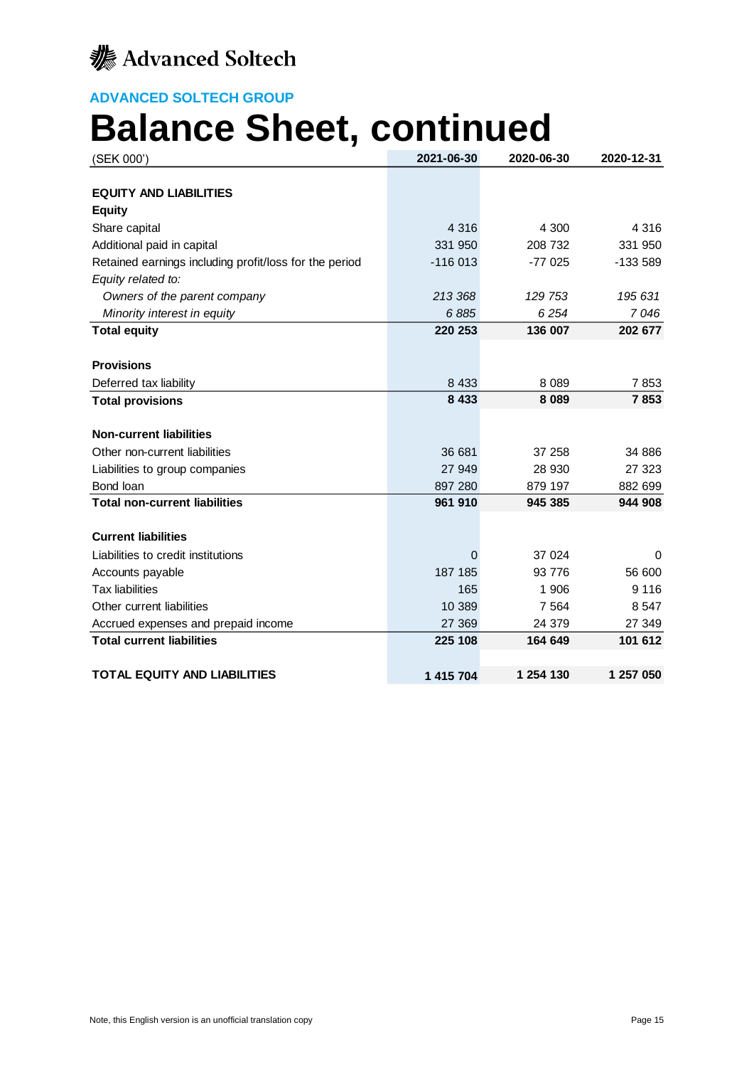Advanced Soltech

**ADVANCED SOLTECH GROUP**

# Balance Sheet, continued

| (SEK 000') | 2021-06-30 | 2020-06-30 | 2020-12-31 |
|---|---|---|---|
| **EQUITY AND LIABILITIES** | | | |
| **Equity** | | | |
| Share capital | 4 316 | 4 300 | 4 316 |
| Additional paid in capital | 331 950 | 208 732 | 331 950 |
| Retained earnings including profit/loss for the period | -116 013 | -77 025 | -133 589 |
| *Equity related to:* | | | |
| *Owners of the parent company* | *213 368* | *129 753* | *195 631* |
| *Minority interest in equity* | *6 885* | *6 254* | *7 046* |
| **Total equity** | **220 253** | **136 007** | **202 677** |
| **Provisions** | | | |
| Deferred tax liability | 8 433 | 8 089 | 7 853 |
| **Total provisions** | **8 433** | **8 089** | **7 853** |
| **Non-current liabilities** | | | |
| Other non-current liabilities | 36 681 | 37 258 | 34 886 |
| Liabilities to group companies | 27 949 | 28 930 | 27 323 |
| Bond loan | 897 280 | 879 197 | 882 699 |
| **Total non-current liabilities** | **961 910** | **945 385** | **944 908** |
| **Current liabilities** | | | |
| Liabilities to credit institutions | 0 | 37 024 | 0 |
| Accounts payable | 187 185 | 93 776 | 56 600 |
| Tax liabilities | 165 | 1 906 | 9 116 |
| Other current liabilities | 10 389 | 7 564 | 8 547 |
| Accrued expenses and prepaid income | 27 369 | 24 379 | 27 349 |
| **Total current liabilities** | **225 108** | **164 649** | **101 612** |
| **TOTAL EQUITY AND LIABILITIES** | **1 415 704** | **1 254 130** | **1 257 050** |

Note, this English version is an unofficial translation copy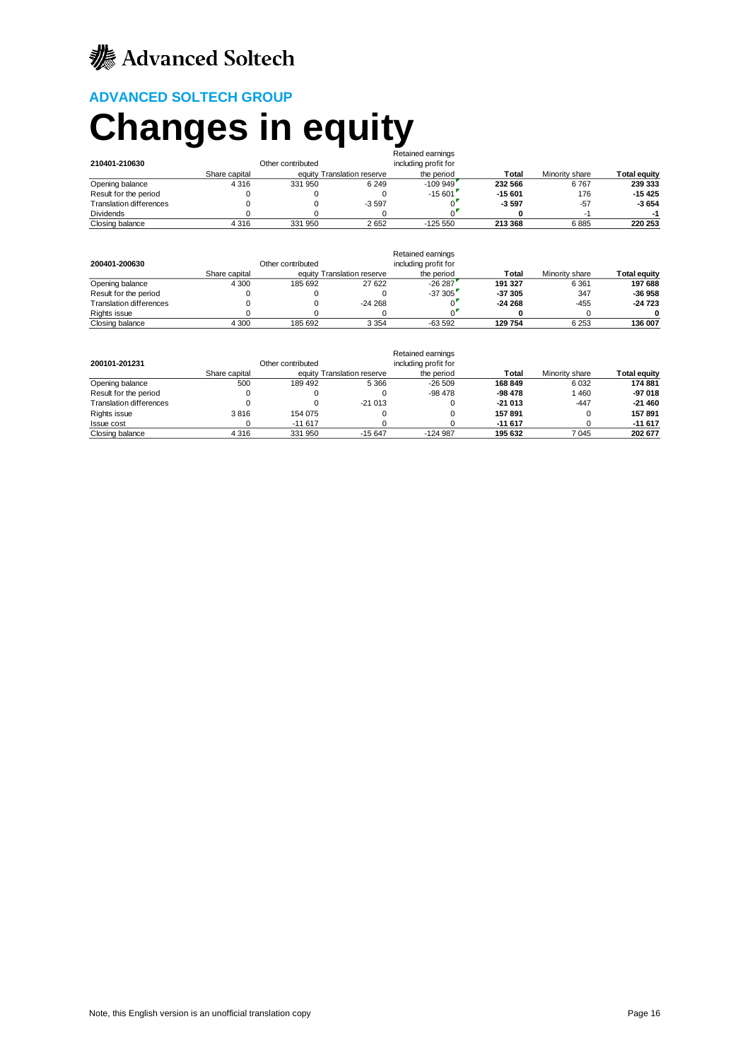Advanced Soltech

## ADVANCED SOLTECH GROUP

# Changes in equity

| 210401-210630 | Share capital | Other contributed equity | Translation reserve | Retained earnings including profit for the period | Total | Minority share | Total equity |
|---|---|---|---|---|---|---|---|
| Opening balance | 4 316 | 331 950 | 6 249 | -109 949 | **232 566** | 6 767 | **239 333** |
| Result for the period | 0 | 0 | 0 | -15 601 | **-15 601** | 176 | **-15 425** |
| Translation differences | 0 | 0 | -3 597 | 0 | **-3 597** | -57 | **-3 654** |
| Dividends | 0 | 0 | 0 | 0 | **0** | -1 | **-1** |
| Closing balance | 4 316 | 331 950 | 2 652 | -125 550 | **213 368** | 6 885 | **220 253** |

| 200401-200630 | Share capital | Other contributed equity | Translation reserve | Retained earnings including profit for the period | Total | Minority share | Total equity |
|---|---|---|---|---|---|---|---|
| Opening balance | 4 300 | 185 692 | 27 622 | -26 287 | **191 327** | 6 361 | **197 688** |
| Result for the period | 0 | 0 | 0 | -37 305 | **-37 305** | 347 | **-36 958** |
| Translation differences | 0 | 0 | -24 268 | 0 | **-24 268** | -455 | **-24 723** |
| Rights issue | 0 | 0 | 0 | 0 | **0** | 0 | **0** |
| Closing balance | 4 300 | 185 692 | 3 354 | -63 592 | **129 754** | 6 253 | **136 007** |

| 200101-201231 | Share capital | Other contributed equity | Translation reserve | Retained earnings including profit for the period | Total | Minority share | Total equity |
|---|---|---|---|---|---|---|---|
| Opening balance | 500 | 189 492 | 5 366 | -26 509 | **168 849** | 6 032 | **174 881** |
| Result for the period | 0 | 0 | 0 | -98 478 | **-98 478** | 1 460 | **-97 018** |
| Translation differences | 0 | 0 | -21 013 | 0 | **-21 013** | -447 | **-21 460** |
| Rights issue | 3 816 | 154 075 | 0 | 0 | **157 891** | 0 | **157 891** |
| Issue cost | 0 | -11 617 | 0 | 0 | **-11 617** | 0 | **-11 617** |
| Closing balance | 4 316 | 331 950 | -15 647 | -124 987 | **195 632** | 7 045 | **202 677** |

Note, this English version is an unofficial translation copy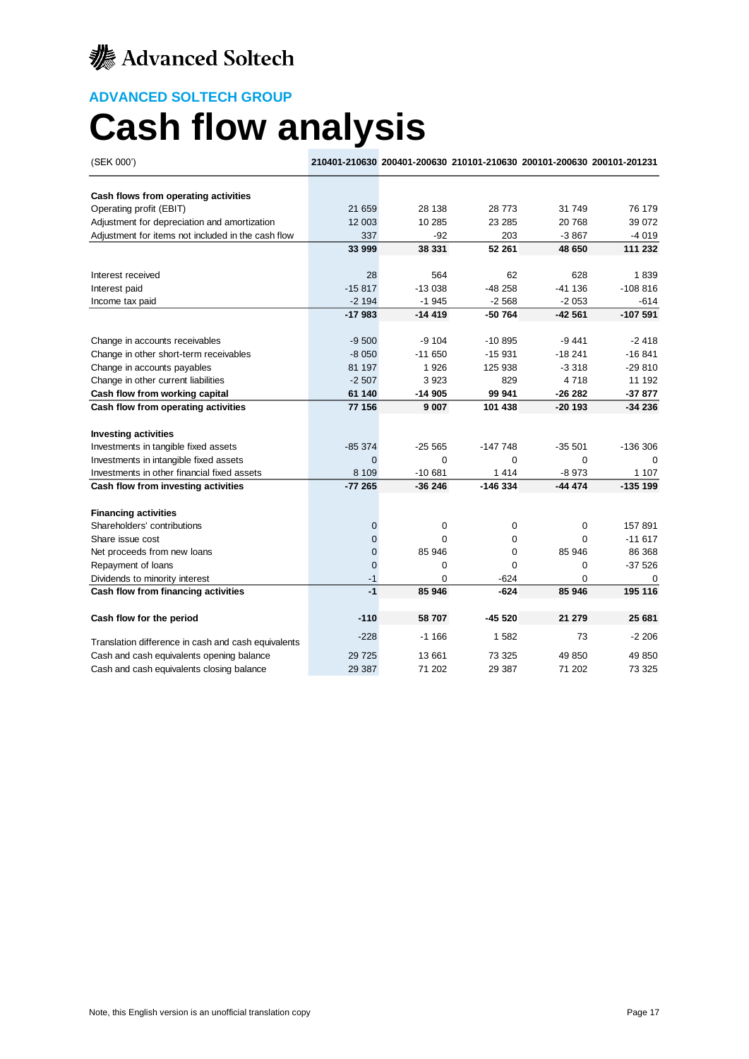Advanced Soltech

## ADVANCED SOLTECH GROUP

# Cash flow analysis

| (SEK 000') | 210401-210630 | 200401-200630 | 210101-210630 | 200101-200630 | 200101-201231 |
|---|---|---|---|---|---|
| **Cash flows from operating activities** | | | | | |
| Operating profit (EBIT) | 21 659 | 28 138 | 28 773 | 31 749 | 76 179 |
| Adjustment for depreciation and amortization | 12 003 | 10 285 | 23 285 | 20 768 | 39 072 |
| Adjustment for items not included in the cash flow | 337 | -92 | 203 | -3 867 | -4 019 |
| | **33 999** | **38 331** | **52 261** | **48 650** | **111 232** |
| Interest received | 28 | 564 | 62 | 628 | 1 839 |
| Interest paid | -15 817 | -13 038 | -48 258 | -41 136 | -108 816 |
| Income tax paid | -2 194 | -1 945 | -2 568 | -2 053 | -614 |
| | **-17 983** | **-14 419** | **-50 764** | **-42 561** | **-107 591** |
| Change in accounts receivables | -9 500 | -9 104 | -10 895 | -9 441 | -2 418 |
| Change in other short-term receivables | -8 050 | -11 650 | -15 931 | -18 241 | -16 841 |
| Change in accounts payables | 81 197 | 1 926 | 125 938 | -3 318 | -29 810 |
| Change in other current liabilities | -2 507 | 3 923 | 829 | 4 718 | 11 192 |
| **Cash flow from working capital** | **61 140** | **-14 905** | **99 941** | **-26 282** | **-37 877** |
| **Cash flow from operating activities** | **77 156** | **9 007** | **101 438** | **-20 193** | **-34 236** |
| **Investing activities** | | | | | |
| Investments in tangible fixed assets | -85 374 | -25 565 | -147 748 | -35 501 | -136 306 |
| Investments in intangible fixed assets | 0 | 0 | 0 | 0 | 0 |
| Investments in other financial fixed assets | 8 109 | -10 681 | 1 414 | -8 973 | 1 107 |
| **Cash flow from investing activities** | **-77 265** | **-36 246** | **-146 334** | **-44 474** | **-135 199** |
| **Financing activities** | | | | | |
| Shareholders' contributions | 0 | 0 | 0 | 0 | 157 891 |
| Share issue cost | 0 | 0 | 0 | 0 | -11 617 |
| Net proceeds from new loans | 0 | 85 946 | 0 | 85 946 | 86 368 |
| Repayment of loans | 0 | 0 | 0 | 0 | -37 526 |
| Dividends to minority interest | -1 | 0 | -624 | 0 | 0 |
| **Cash flow from financing activities** | **-1** | **85 946** | **-624** | **85 946** | **195 116** |
| **Cash flow for the period** | **-110** | **58 707** | **-45 520** | **21 279** | **25 681** |
| Translation difference in cash and cash equivalents | -228 | -1 166 | 1 582 | 73 | -2 206 |
| Cash and cash equivalents opening balance | 29 725 | 13 661 | 73 325 | 49 850 | 49 850 |
| Cash and cash equivalents closing balance | 29 387 | 71 202 | 29 387 | 71 202 | 73 325 |

Note, this English version is an unofficial translation copy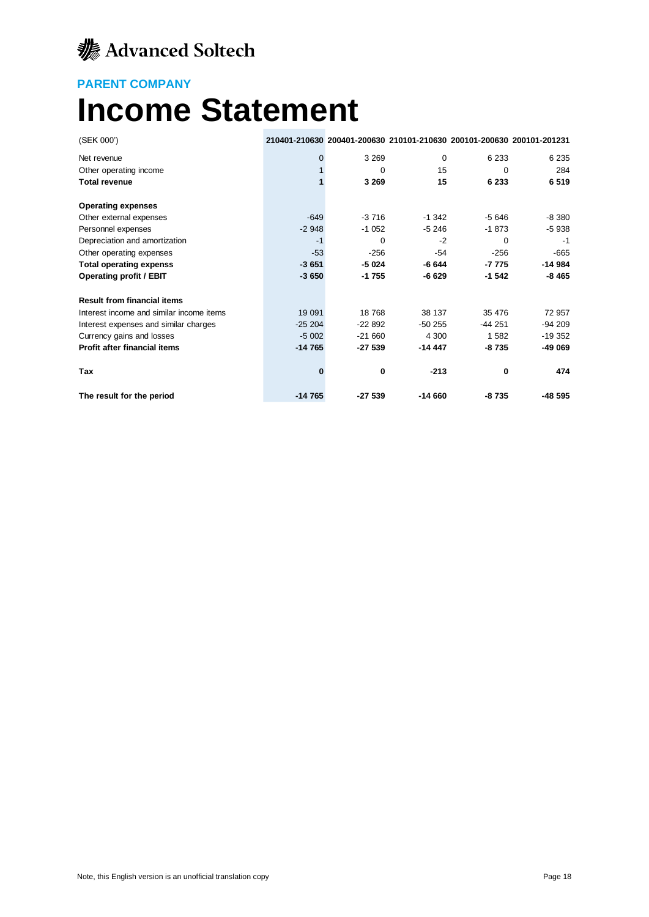Advanced Soltech

**PARENT COMPANY**

# Income Statement

| (SEK 000') | 210401-210630 | 200401-200630 | 210101-210630 | 200101-200630 | 200101-201231 |
|---|---|---|---|---|---|
| Net revenue | 0 | 3 269 | 0 | 6 233 | 6 235 |
| Other operating income | 1 | 0 | 15 | 0 | 284 |
| **Total revenue** | **1** | **3 269** | **15** | **6 233** | **6 519** |
| | | | | | |
| **Operating expenses** | | | | | |
| Other external expenses | -649 | -3 716 | -1 342 | -5 646 | -8 380 |
| Personnel expenses | -2 948 | -1 052 | -5 246 | -1 873 | -5 938 |
| Depreciation and amortization | -1 | 0 | -2 | 0 | -1 |
| Other operating expenses | -53 | -256 | -54 | -256 | -665 |
| **Total operating expenss** | **-3 651** | **-5 024** | **-6 644** | **-7 775** | **-14 984** |
| **Operating profit / EBIT** | **-3 650** | **-1 755** | **-6 629** | **-1 542** | **-8 465** |
| | | | | | |
| **Result from financial items** | | | | | |
| Interest income and similar income items | 19 091 | 18 768 | 38 137 | 35 476 | 72 957 |
| Interest expenses and similar charges | -25 204 | -22 892 | -50 255 | -44 251 | -94 209 |
| Currency gains and losses | -5 002 | -21 660 | 4 300 | 1 582 | -19 352 |
| **Profit after financial items** | **-14 765** | **-27 539** | **-14 447** | **-8 735** | **-49 069** |
| | | | | | |
| **Tax** | **0** | **0** | **-213** | **0** | **474** |
| | | | | | |
| **The result for the period** | **-14 765** | **-27 539** | **-14 660** | **-8 735** | **-48 595** |

Note, this English version is an unofficial translation copy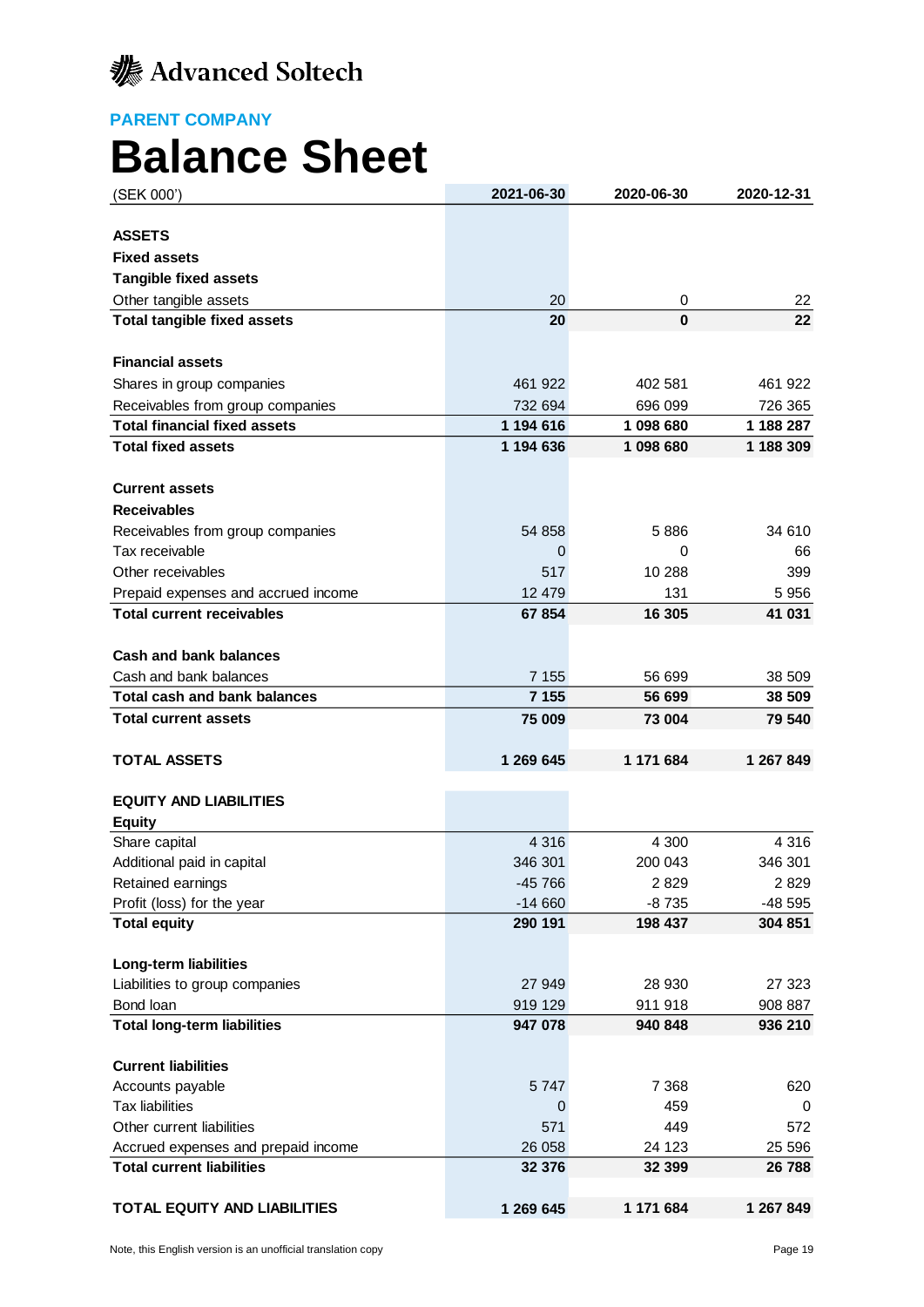Advanced Soltech

**PARENT COMPANY**

# Balance Sheet

| (SEK 000') | 2021-06-30 | 2020-06-30 | 2020-12-31 |
|---|---|---|---|
| **ASSETS** | | | |
| **Fixed assets** | | | |
| **Tangible fixed assets** | | | |
| Other tangible assets | 20 | 0 | 22 |
| **Total tangible fixed assets** | **20** | **0** | **22** |
| | | | |
| **Financial assets** | | | |
| Shares in group companies | 461 922 | 402 581 | 461 922 |
| Receivables from group companies | 732 694 | 696 099 | 726 365 |
| **Total financial fixed assets** | **1 194 616** | **1 098 680** | **1 188 287** |
| **Total fixed assets** | **1 194 636** | **1 098 680** | **1 188 309** |
| | | | |
| **Current assets** | | | |
| **Receivables** | | | |
| Receivables from group companies | 54 858 | 5 886 | 34 610 |
| Tax receivable | 0 | 0 | 66 |
| Other receivables | 517 | 10 288 | 399 |
| Prepaid expenses and accrued income | 12 479 | 131 | 5 956 |
| **Total current receivables** | **67 854** | **16 305** | **41 031** |
| | | | |
| **Cash and bank balances** | | | |
| Cash and bank balances | 7 155 | 56 699 | 38 509 |
| **Total cash and bank balances** | **7 155** | **56 699** | **38 509** |
| **Total current assets** | **75 009** | **73 004** | **79 540** |
| | | | |
| **TOTAL ASSETS** | **1 269 645** | **1 171 684** | **1 267 849** |
| | | | |
| **EQUITY AND LIABILITIES** | | | |
| **Equity** | | | |
| Share capital | 4 316 | 4 300 | 4 316 |
| Additional paid in capital | 346 301 | 200 043 | 346 301 |
| Retained earnings | -45 766 | 2 829 | 2 829 |
| Profit (loss) for the year | -14 660 | -8 735 | -48 595 |
| **Total equity** | **290 191** | **198 437** | **304 851** |
| | | | |
| **Long-term liabilities** | | | |
| Liabilities to group companies | 27 949 | 28 930 | 27 323 |
| Bond loan | 919 129 | 911 918 | 908 887 |
| **Total long-term liabilities** | **947 078** | **940 848** | **936 210** |
| | | | |
| **Current liabilities** | | | |
| Accounts payable | 5 747 | 7 368 | 620 |
| Tax liabilities | 0 | 459 | 0 |
| Other current liabilities | 571 | 449 | 572 |
| Accrued expenses and prepaid income | 26 058 | 24 123 | 25 596 |
| **Total current liabilities** | **32 376** | **32 399** | **26 788** |
| | | | |
| **TOTAL EQUITY AND LIABILITIES** | **1 269 645** | **1 171 684** | **1 267 849** |

Note, this English version is an unofficial translation copy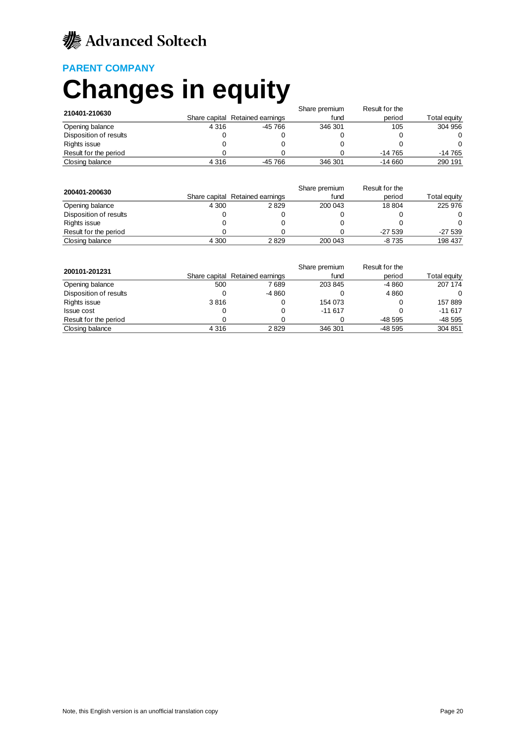Advanced Soltech

**PARENT COMPANY**

# Changes in equity

| 210401-210630 | Share capital | Retained earnings | Share premium fund | Result for the period | Total equity |
|---|---|---|---|---|---|
| Opening balance | 4 316 | -45 766 | 346 301 | 105 | 304 956 |
| Disposition of results | 0 | 0 | 0 | 0 | 0 |
| Rights issue | 0 | 0 | 0 | 0 | 0 |
| Result for the period | 0 | 0 | 0 | -14 765 | -14 765 |
| Closing balance | 4 316 | -45 766 | 346 301 | -14 660 | 290 191 |

| 200401-200630 | Share capital | Retained earnings | Share premium fund | Result for the period | Total equity |
|---|---|---|---|---|---|
| Opening balance | 4 300 | 2 829 | 200 043 | 18 804 | 225 976 |
| Disposition of results | 0 | 0 | 0 | 0 | 0 |
| Rights issue | 0 | 0 | 0 | 0 | 0 |
| Result for the period | 0 | 0 | 0 | -27 539 | -27 539 |
| Closing balance | 4 300 | 2 829 | 200 043 | -8 735 | 198 437 |

| 200101-201231 | Share capital | Retained earnings | Share premium fund | Result for the period | Total equity |
|---|---|---|---|---|---|
| Opening balance | 500 | 7 689 | 203 845 | -4 860 | 207 174 |
| Disposition of results | 0 | -4 860 | 0 | 4 860 | 0 |
| Rights issue | 3 816 | 0 | 154 073 | 0 | 157 889 |
| Issue cost | 0 | 0 | -11 617 | 0 | -11 617 |
| Result for the period | 0 | 0 | 0 | -48 595 | -48 595 |
| Closing balance | 4 316 | 2 829 | 346 301 | -48 595 | 304 851 |

Note, this English version is an unofficial translation copy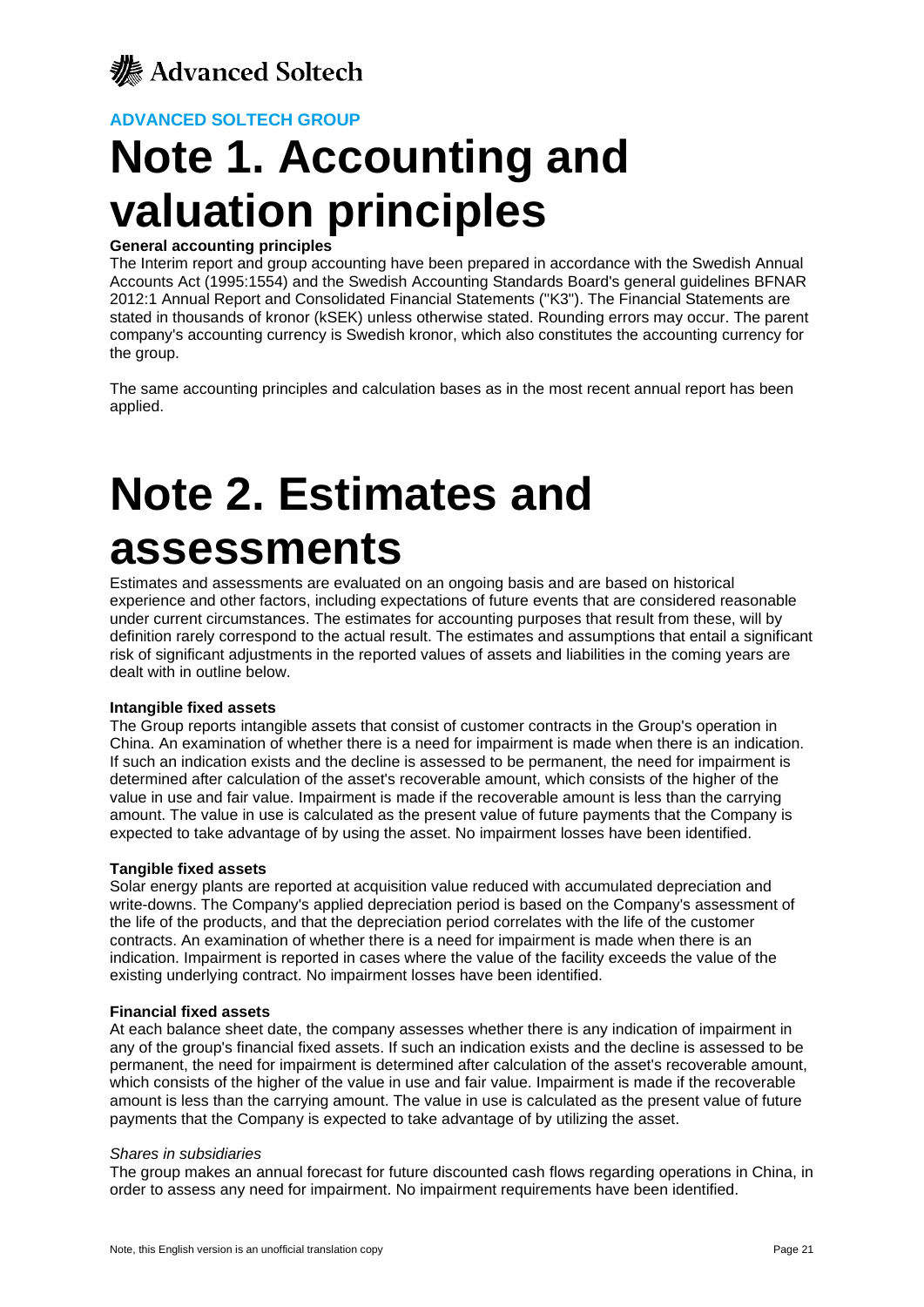ADVANCED SOLTECH GROUP

# Note 1. Accounting and valuation principles

**General accounting principles**

The Interim report and group accounting have been prepared in accordance with the Swedish Annual Accounts Act (1995:1554) and the Swedish Accounting Standards Board's general guidelines BFNAR 2012:1 Annual Report and Consolidated Financial Statements ("K3"). The Financial Statements are stated in thousands of kronor (kSEK) unless otherwise stated. Rounding errors may occur. The parent company's accounting currency is Swedish kronor, which also constitutes the accounting currency for the group.

The same accounting principles and calculation bases as in the most recent annual report has been applied.

# Note 2. Estimates and assessments

Estimates and assessments are evaluated on an ongoing basis and are based on historical experience and other factors, including expectations of future events that are considered reasonable under current circumstances. The estimates for accounting purposes that result from these, will by definition rarely correspond to the actual result. The estimates and assumptions that entail a significant risk of significant adjustments in the reported values of assets and liabilities in the coming years are dealt with in outline below.

**Intangible fixed assets**

The Group reports intangible assets that consist of customer contracts in the Group's operation in China. An examination of whether there is a need for impairment is made when there is an indication. If such an indication exists and the decline is assessed to be permanent, the need for impairment is determined after calculation of the asset's recoverable amount, which consists of the higher of the value in use and fair value. Impairment is made if the recoverable amount is less than the carrying amount. The value in use is calculated as the present value of future payments that the Company is expected to take advantage of by using the asset. No impairment losses have been identified.

**Tangible fixed assets**

Solar energy plants are reported at acquisition value reduced with accumulated depreciation and write-downs. The Company's applied depreciation period is based on the Company's assessment of the life of the products, and that the depreciation period correlates with the life of the customer contracts. An examination of whether there is a need for impairment is made when there is an indication. Impairment is reported in cases where the value of the facility exceeds the value of the existing underlying contract. No impairment losses have been identified.

**Financial fixed assets**

At each balance sheet date, the company assesses whether there is any indication of impairment in any of the group's financial fixed assets. If such an indication exists and the decline is assessed to be permanent, the need for impairment is determined after calculation of the asset's recoverable amount, which consists of the higher of the value in use and fair value. Impairment is made if the recoverable amount is less than the carrying amount. The value in use is calculated as the present value of future payments that the Company is expected to take advantage of by utilizing the asset.

*Shares in subsidiaries*

The group makes an annual forecast for future discounted cash flows regarding operations in China, in order to assess any need for impairment. No impairment requirements have been identified.

Note, this English version is an unofficial translation copy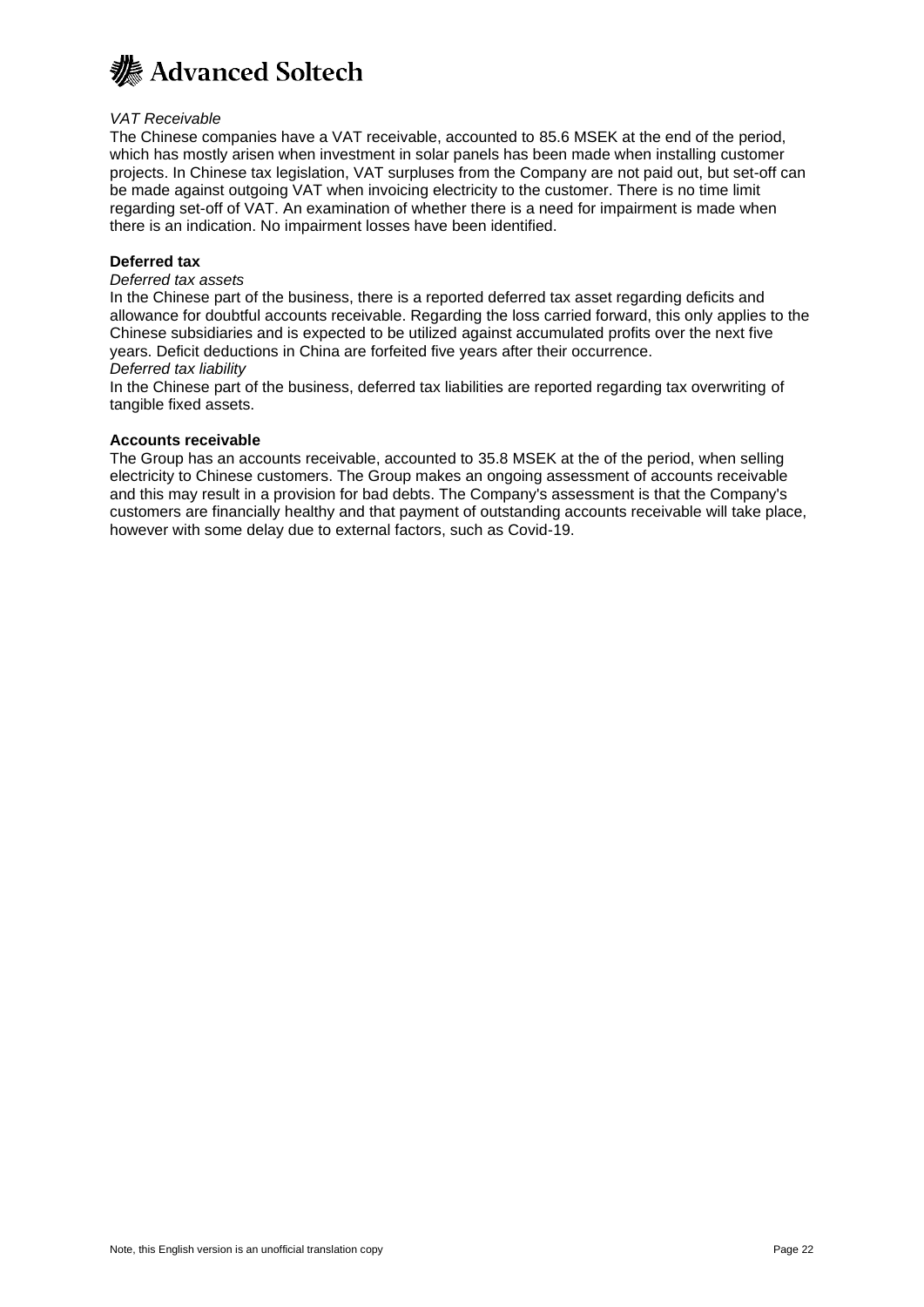*VAT Receivable*

The Chinese companies have a VAT receivable, accounted to 85.6 MSEK at the end of the period, which has mostly arisen when investment in solar panels has been made when installing customer projects. In Chinese tax legislation, VAT surpluses from the Company are not paid out, but set-off can be made against outgoing VAT when invoicing electricity to the customer. There is no time limit regarding set-off of VAT. An examination of whether there is a need for impairment is made when there is an indication. No impairment losses have been identified.

**Deferred tax**

*Deferred tax assets*

In the Chinese part of the business, there is a reported deferred tax asset regarding deficits and allowance for doubtful accounts receivable. Regarding the loss carried forward, this only applies to the Chinese subsidiaries and is expected to be utilized against accumulated profits over the next five years. Deficit deductions in China are forfeited five years after their occurrence.

*Deferred tax liability*

In the Chinese part of the business, deferred tax liabilities are reported regarding tax overwriting of tangible fixed assets.

**Accounts receivable**

The Group has an accounts receivable, accounted to 35.8 MSEK at the of the period, when selling electricity to Chinese customers. The Group makes an ongoing assessment of accounts receivable and this may result in a provision for bad debts. The Company's assessment is that the Company's customers are financially healthy and that payment of outstanding accounts receivable will take place, however with some delay due to external factors, such as Covid-19.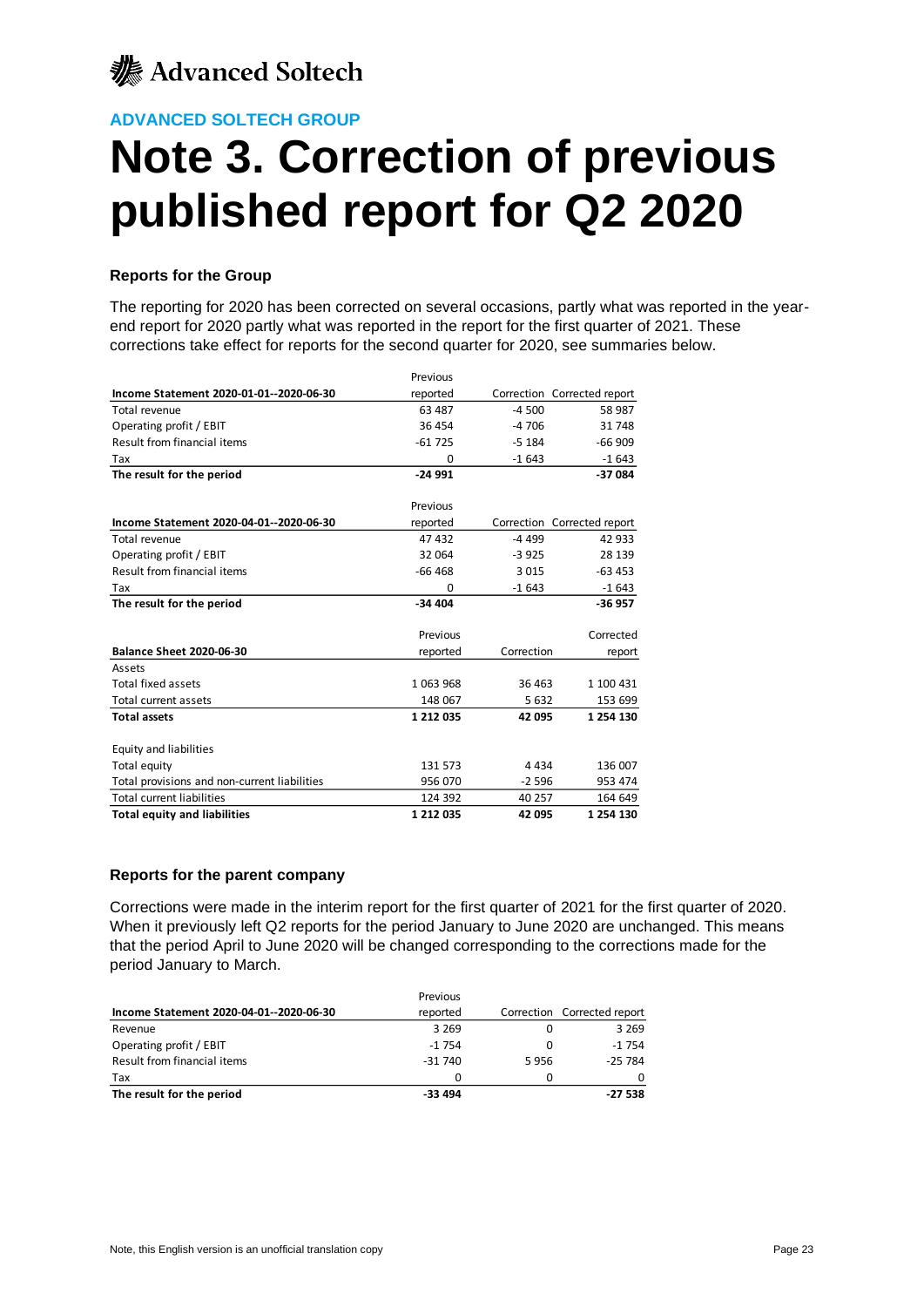ADVANCED SOLTECH GROUP

# Note 3. Correction of previous published report for Q2 2020

### Reports for the Group

The reporting for 2020 has been corrected on several occasions, partly what was reported in the year-end report for 2020 partly what was reported in the report for the first quarter of 2021. These corrections take effect for reports for the second quarter for 2020, see summaries below.

| Income Statement 2020-01-01--2020-06-30 | Previous reported | Correction | Corrected report |
|---|---|---|---|
| Total revenue | 63 487 | -4 500 | 58 987 |
| Operating profit / EBIT | 36 454 | -4 706 | 31 748 |
| Result from financial items | -61 725 | -5 184 | -66 909 |
| Tax | 0 | -1 643 | -1 643 |
| **The result for the period** | **-24 991** | | **-37 084** |

| Income Statement 2020-04-01--2020-06-30 | Previous reported | Correction | Corrected report |
|---|---|---|---|
| Total revenue | 47 432 | -4 499 | 42 933 |
| Operating profit / EBIT | 32 064 | -3 925 | 28 139 |
| Result from financial items | -66 468 | 3 015 | -63 453 |
| Tax | 0 | -1 643 | -1 643 |
| **The result for the period** | **-34 404** | | **-36 957** |

| Balance Sheet 2020-06-30 | Previous reported | Correction | Corrected report |
|---|---|---|---|
| Assets | | | |
| Total fixed assets | 1 063 968 | 36 463 | 1 100 431 |
| Total current assets | 148 067 | 5 632 | 153 699 |
| **Total assets** | **1 212 035** | **42 095** | **1 254 130** |
| Equity and liabilities | | | |
| Total equity | 131 573 | 4 434 | 136 007 |
| Total provisions and non-current liabilities | 956 070 | -2 596 | 953 474 |
| Total current liabilities | 124 392 | 40 257 | 164 649 |
| **Total equity and liabilities** | **1 212 035** | **42 095** | **1 254 130** |

### Reports for the parent company

Corrections were made in the interim report for the first quarter of 2021 for the first quarter of 2020. When it previously left Q2 reports for the period January to June 2020 are unchanged. This means that the period April to June 2020 will be changed corresponding to the corrections made for the period January to March.

| Income Statement 2020-04-01--2020-06-30 | Previous reported | Correction | Corrected report |
|---|---|---|---|
| Revenue | 3 269 | 0 | 3 269 |
| Operating profit / EBIT | -1 754 | 0 | -1 754 |
| Result from financial items | -31 740 | 5 956 | -25 784 |
| Tax | 0 | 0 | 0 |
| **The result for the period** | **-33 494** | | **-27 538** |

Note, this English version is an unofficial translation copy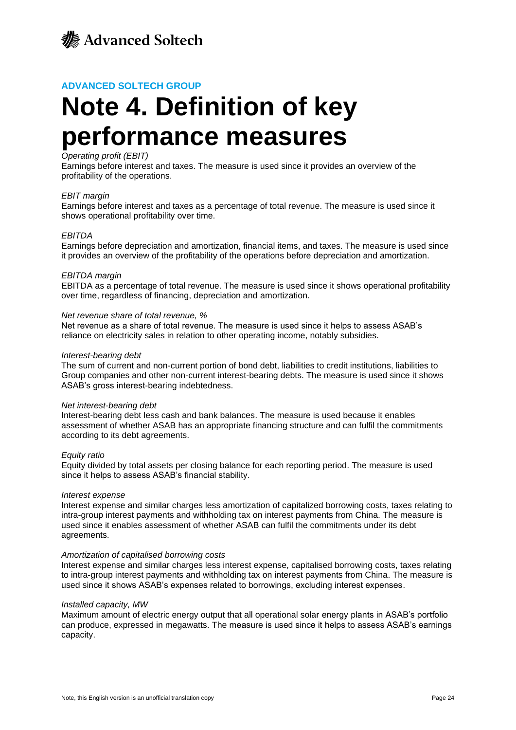ADVANCED SOLTECH GROUP

# Note 4. Definition of key performance measures

*Operating profit (EBIT)*
Earnings before interest and taxes. The measure is used since it provides an overview of the profitability of the operations.

*EBIT margin*
Earnings before interest and taxes as a percentage of total revenue. The measure is used since it shows operational profitability over time.

*EBITDA*
Earnings before depreciation and amortization, financial items, and taxes. The measure is used since it provides an overview of the profitability of the operations before depreciation and amortization.

*EBITDA margin*
EBITDA as a percentage of total revenue. The measure is used since it shows operational profitability over time, regardless of financing, depreciation and amortization.

*Net revenue share of total revenue, %*
Net revenue as a share of total revenue. The measure is used since it helps to assess ASAB's reliance on electricity sales in relation to other operating income, notably subsidies.

*Interest-bearing debt*
The sum of current and non-current portion of bond debt, liabilities to credit institutions, liabilities to Group companies and other non-current interest-bearing debts. The measure is used since it shows ASAB's gross interest-bearing indebtedness.

*Net interest-bearing debt*
Interest-bearing debt less cash and bank balances. The measure is used because it enables assessment of whether ASAB has an appropriate financing structure and can fulfil the commitments according to its debt agreements.

*Equity ratio*
Equity divided by total assets per closing balance for each reporting period. The measure is used since it helps to assess ASAB's financial stability.

*Interest expense*
Interest expense and similar charges less amortization of capitalized borrowing costs, taxes relating to intra-group interest payments and withholding tax on interest payments from China. The measure is used since it enables assessment of whether ASAB can fulfil the commitments under its debt agreements.

*Amortization of capitalised borrowing costs*
Interest expense and similar charges less interest expense, capitalised borrowing costs, taxes relating to intra-group interest payments and withholding tax on interest payments from China. The measure is used since it shows ASAB's expenses related to borrowings, excluding interest expenses.

*Installed capacity, MW*
Maximum amount of electric energy output that all operational solar energy plants in ASAB's portfolio can produce, expressed in megawatts. The measure is used since it helps to assess ASAB's earnings capacity.

Note, this English version is an unofficial translation copy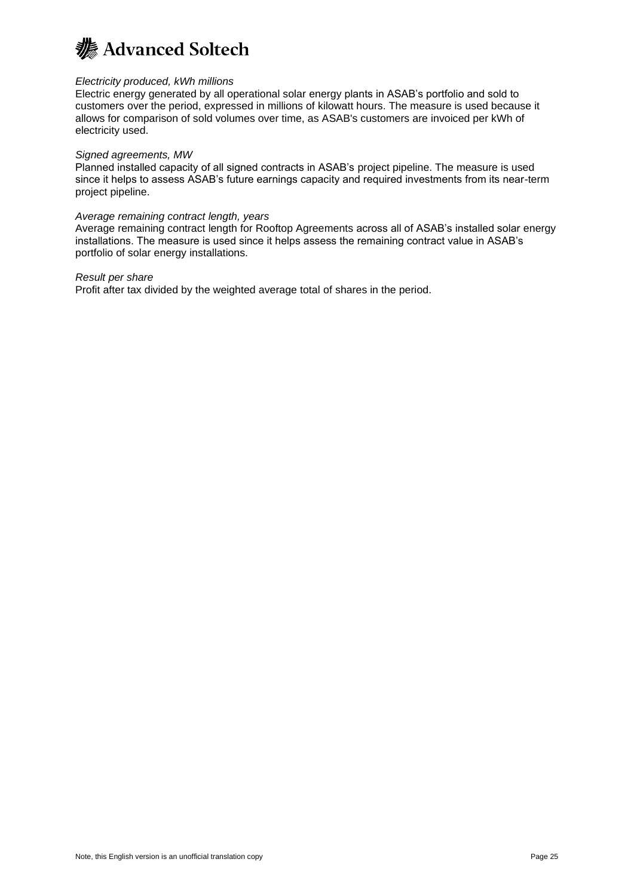*Electricity produced, kWh millions*
Electric energy generated by all operational solar energy plants in ASAB's portfolio and sold to customers over the period, expressed in millions of kilowatt hours. The measure is used because it allows for comparison of sold volumes over time, as ASAB's customers are invoiced per kWh of electricity used.

*Signed agreements, MW*
Planned installed capacity of all signed contracts in ASAB's project pipeline. The measure is used since it helps to assess ASAB's future earnings capacity and required investments from its near-term project pipeline.

*Average remaining contract length, years*
Average remaining contract length for Rooftop Agreements across all of ASAB's installed solar energy installations. The measure is used since it helps assess the remaining contract value in ASAB's portfolio of solar energy installations.

*Result per share*
Profit after tax divided by the weighted average total of shares in the period.